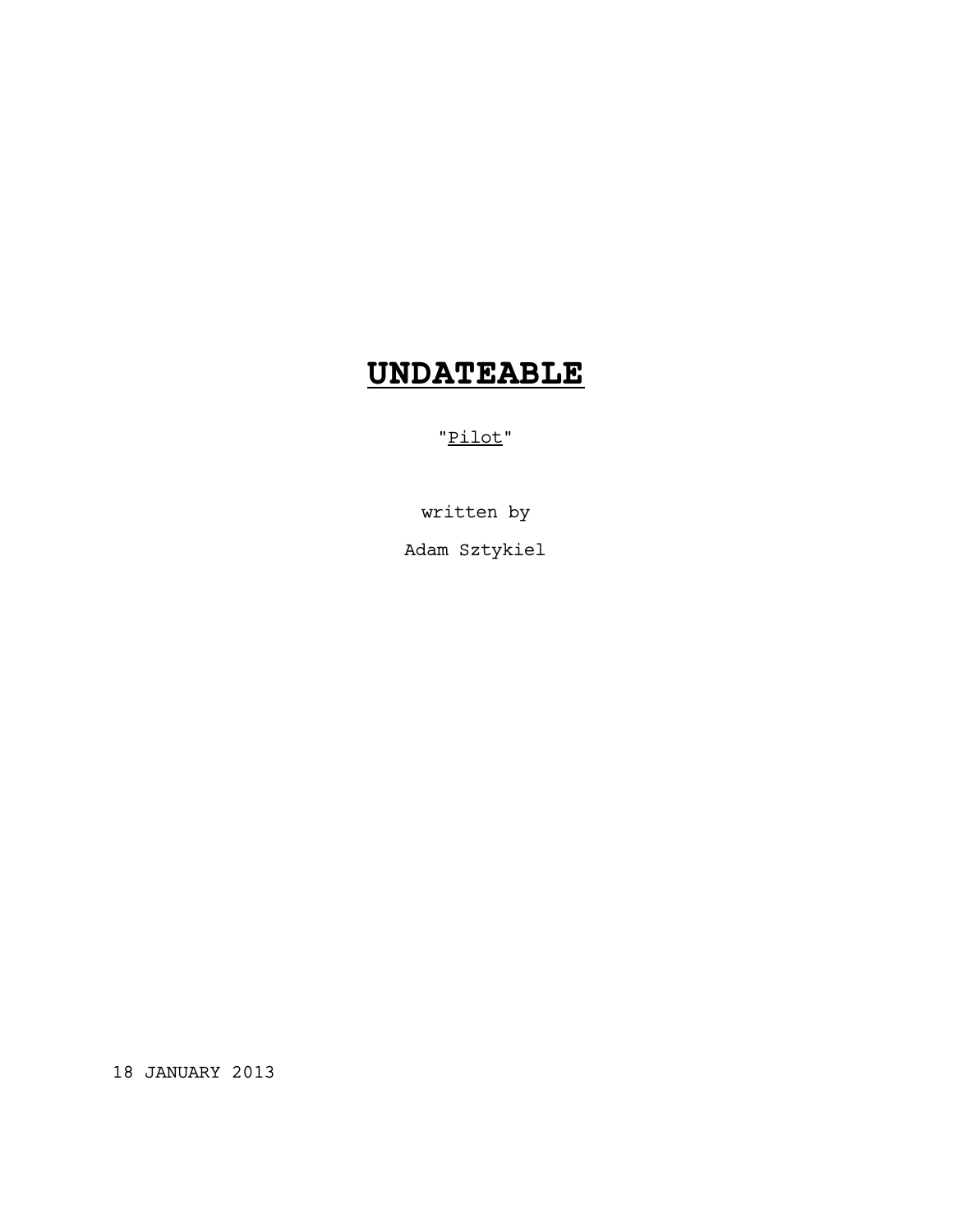# **UNDATEABLE**

"Pilot"

written by

Adam Sztykiel

18 JANUARY 2013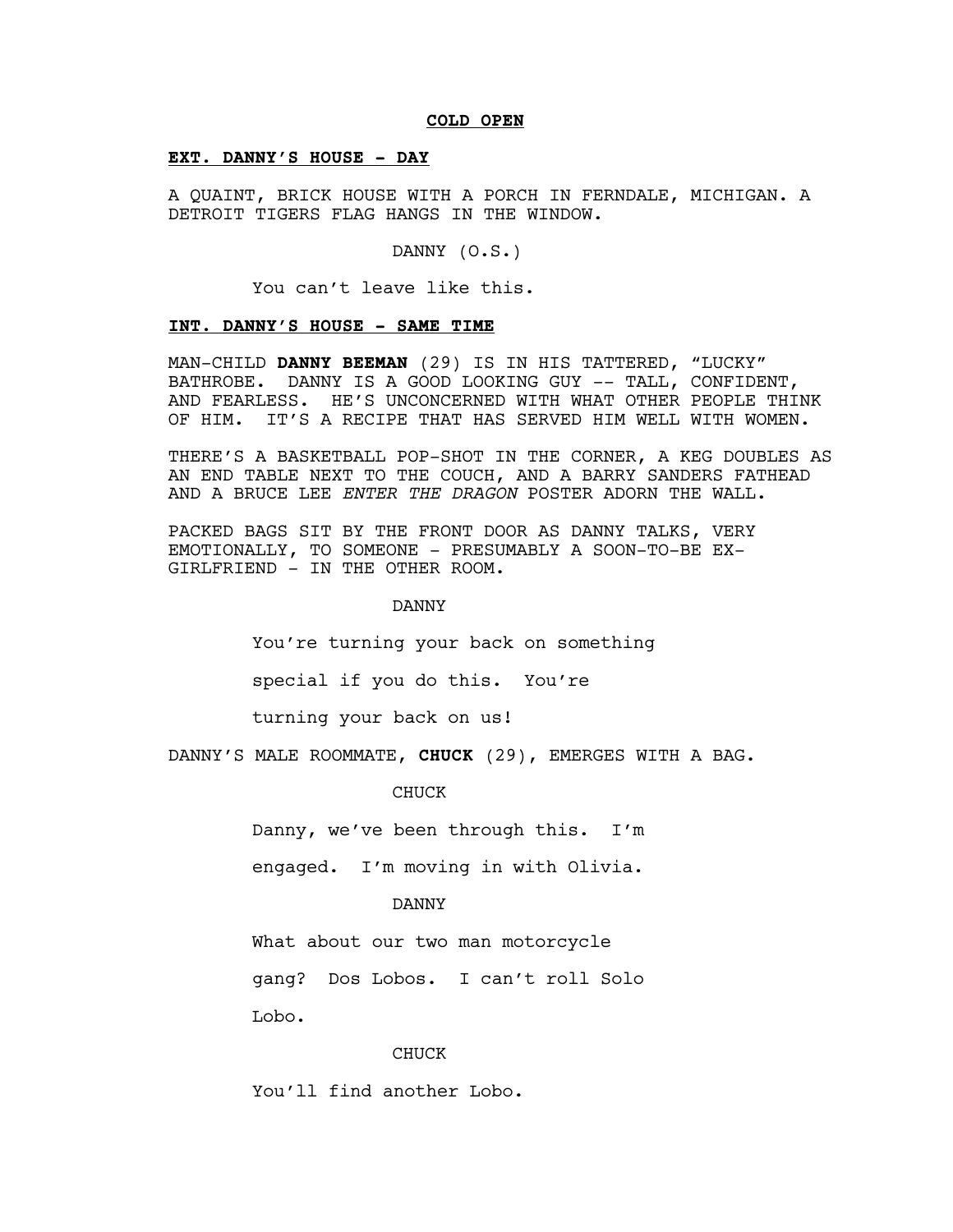**COLD OPEN**

**EXT. DANNY'S HOUSE - DAY**

A QUAINT, BRICK HOUSE WITH A PORCH IN FERNDALE, MICHIGAN. A DETROIT TIGERS FLAG HANGS IN THE WINDOW.

DANNY (O.S.)

You can't leave like this.

**INT. DANNY'S HOUSE - SAME TIME**

MAN-CHILD **DANNY BEEMAN** (29) IS IN HIS TATTERED, "LUCKY" BATHROBE. DANNY IS A GOOD LOOKING GUY -- TALL, CONFIDENT, AND FEARLESS. HE'S UNCONCERNED WITH WHAT OTHER PEOPLE THINK OF HIM. IT'S A RECIPE THAT HAS SERVED HIM WELL WITH WOMEN.

THERE'S A BASKETBALL POP-SHOT IN THE CORNER, A KEG DOUBLES AS AN END TABLE NEXT TO THE COUCH, AND A BARRY SANDERS FATHEAD AND A BRUCE LEE *ENTER THE DRAGON* POSTER ADORN THE WALL.

PACKED BAGS SIT BY THE FRONT DOOR AS DANNY TALKS, VERY EMOTIONALLY, TO SOMEONE - PRESUMABLY A SOON-TO-BE EX-GIRLFRIEND - IN THE OTHER ROOM.

DANNY

You're turning your back on something special if you do this. You're turning your back on us!

DANNY'S MALE ROOMMATE, **CHUCK** (29), EMERGES WITH A BAG.

CHUCK

Danny, we've been through this. I'm engaged. I'm moving in with Olivia.

DANNY

What about our two man motorcycle gang? Dos Lobos. I can't roll Solo Lobo.

CHUCK

You'll find another Lobo.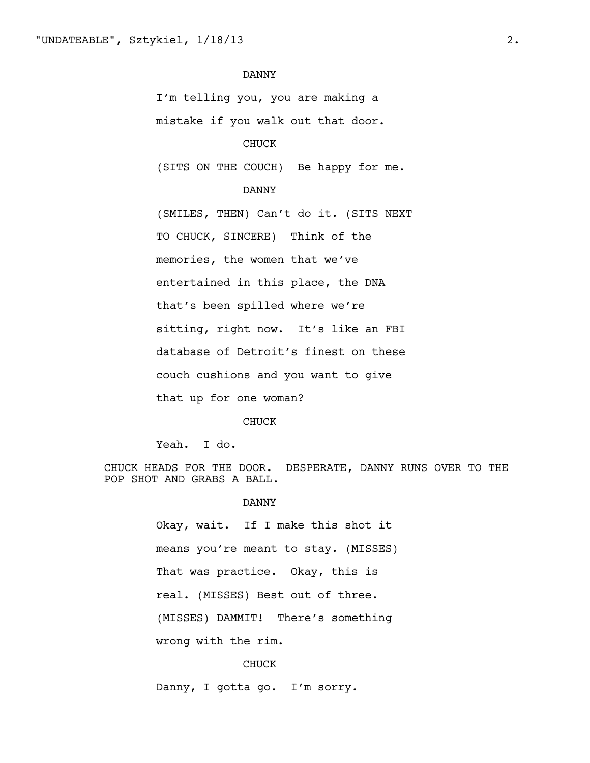DANNY

I'm telling you, you are making a mistake if you walk out that door.

CHUCK

(SITS ON THE COUCH) Be happy for me.

DANNY

(SMILES, THEN) Can't do it. (SITS NEXT TO CHUCK, SINCERE) Think of the memories, the women that we've entertained in this place, the DNA that's been spilled where we're sitting, right now. It's like an FBI database of Detroit's finest on these couch cushions and you want to give that up for one woman?

CHUCK

Yeah. I do.

CHUCK HEADS FOR THE DOOR. DESPERATE, DANNY RUNS OVER TO THE POP SHOT AND GRABS A BALL.

DANNY

Okay, wait. If I make this shot it means you're meant to stay. (MISSES) That was practice. Okay, this is real. (MISSES) Best out of three. (MISSES) DAMMIT! There's something wrong with the rim.

CHUCK

Danny, I gotta go. I'm sorry.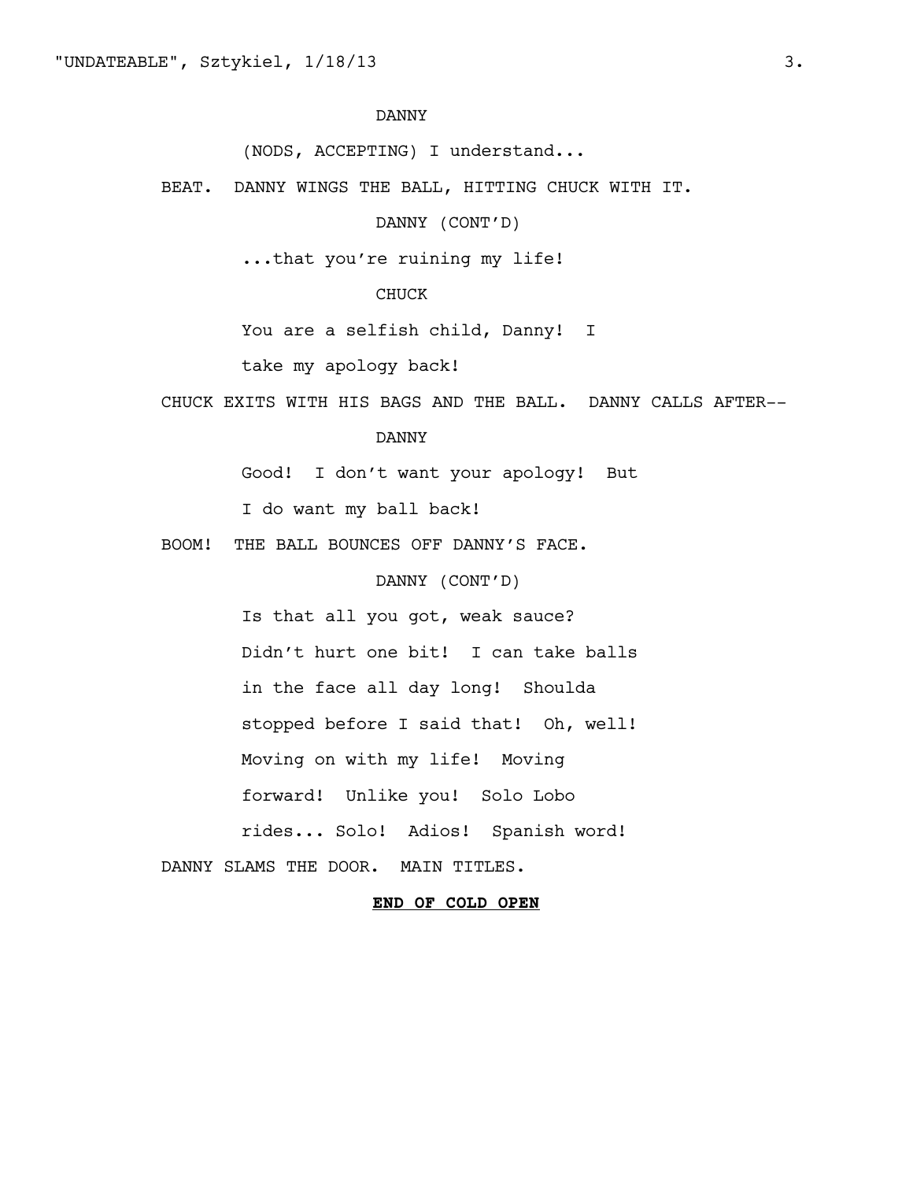DANNY

(NODS, ACCEPTING) I understand...

BEAT. DANNY WINGS THE BALL, HITTING CHUCK WITH IT.

DANNY (CONT'D)

...that you're ruining my life!

CHUCK

You are a selfish child, Danny! I take my apology back!

CHUCK EXITS WITH HIS BAGS AND THE BALL. DANNY CALLS AFTER--

DANNY

Good! I don't want your apology! But I do want my ball back!

BOOM! THE BALL BOUNCES OFF DANNY'S FACE.

DANNY (CONT'D)

Is that all you got, weak sauce? Didn't hurt one bit! I can take balls in the face all day long! Shoulda stopped before I said that! Oh, well! Moving on with my life! Moving forward! Unlike you! Solo Lobo rides... Solo! Adios! Spanish word!

DANNY SLAMS THE DOOR. MAIN TITLES.

**END OF COLD OPEN**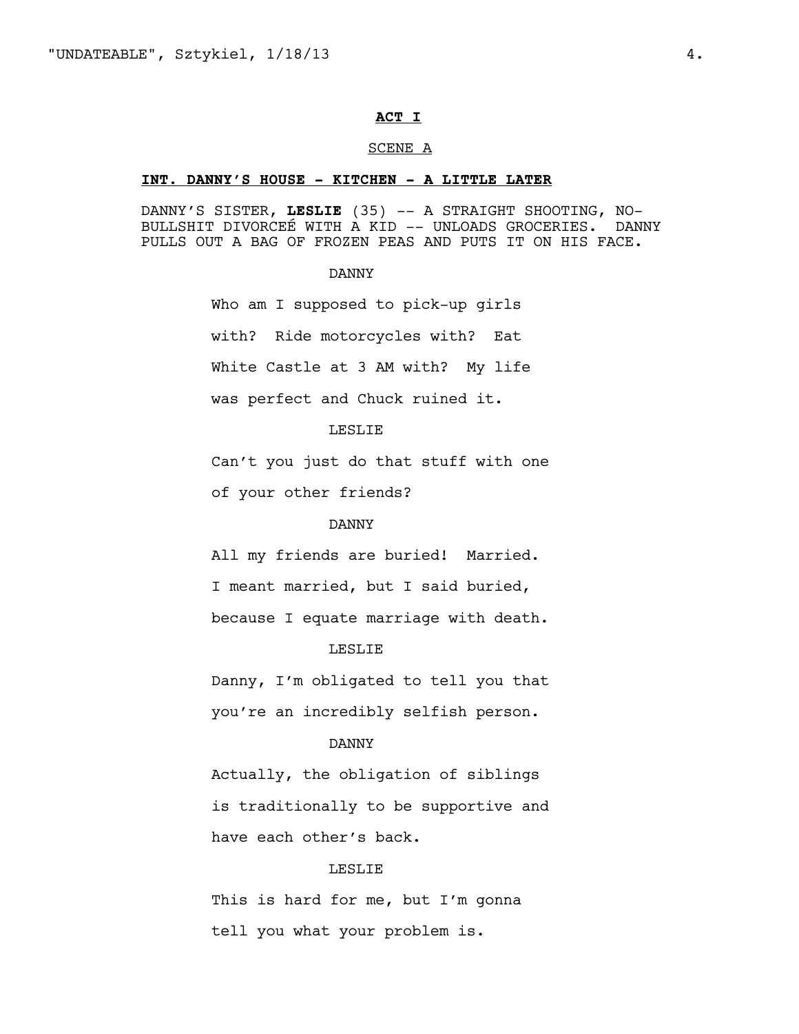**ACT I**

SCENE A

**INT. DANNY'S HOUSE - KITCHEN - A LITTLE LATER**

DANNY'S SISTER, **LESLIE** (35) -- A STRAIGHT SHOOTING, NO-BULLSHIT DIVORCEÉ WITH A KID -- UNLOADS GROCERIES. DANNY PULLS OUT A BAG OF FROZEN PEAS AND PUTS IT ON HIS FACE.

DANNY

Who am I supposed to pick-up girls with? Ride motorcycles with? Eat White Castle at 3 AM with? My life was perfect and Chuck ruined it.

LESLIE

Can't you just do that stuff with one of your other friends?

DANNY

All my friends are buried! Married. I meant married, but I said buried, because I equate marriage with death.

LESLIE

Danny, I'm obligated to tell you that you're an incredibly selfish person.

DANNY

Actually, the obligation of siblings is traditionally to be supportive and have each other's back.

LESLIE

This is hard for me, but I'm gonna tell you what your problem is.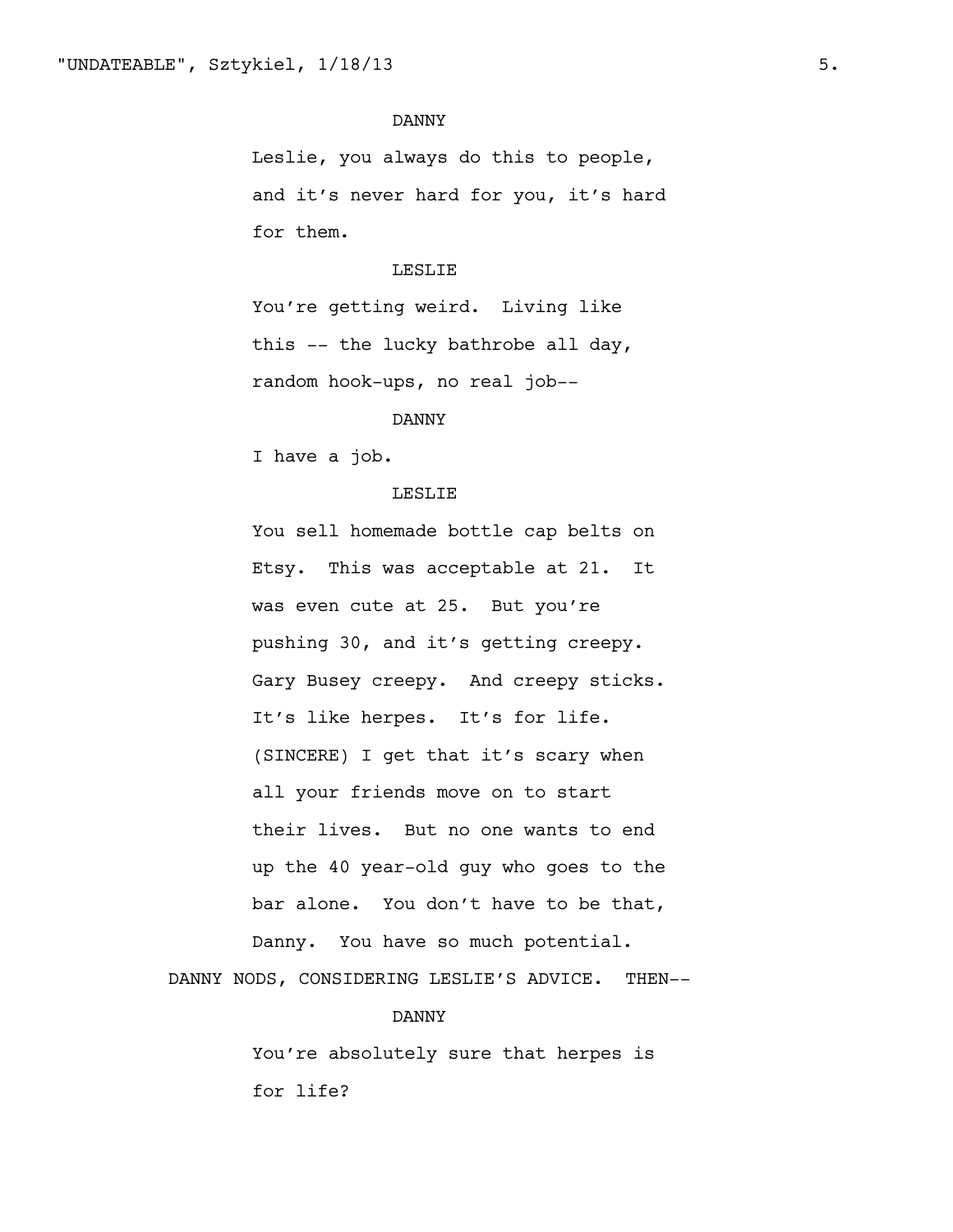DANNY

Leslie, you always do this to people, and it's never hard for you, it's hard for them.

LESLIE

You're getting weird. Living like this -- the lucky bathrobe all day, random hook-ups, no real job--

DANNY

I have a job.

LESLIE

You sell homemade bottle cap belts on Etsy. This was acceptable at 21. It was even cute at 25. But you're pushing 30, and it's getting creepy. Gary Busey creepy. And creepy sticks. It's like herpes. It's for life. (SINCERE) I get that it's scary when all your friends move on to start their lives. But no one wants to end up the 40 year-old guy who goes to the bar alone. You don't have to be that, Danny. You have so much potential.

DANNY NODS, CONSIDERING LESLIE'S ADVICE. THEN--

DANNY

You're absolutely sure that herpes is for life?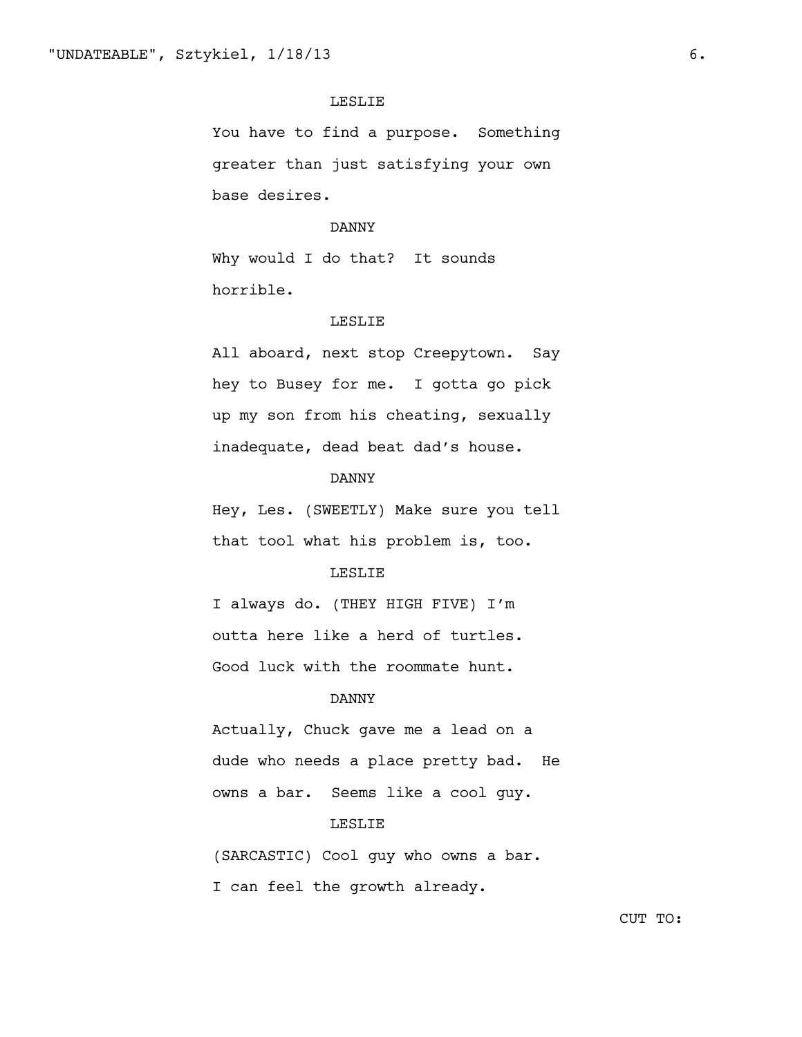LESLIE

You have to find a purpose. Something greater than just satisfying your own base desires.

DANNY

Why would I do that? It sounds horrible.

LESLIE

All aboard, next stop Creepytown. Say hey to Busey for me. I gotta go pick up my son from his cheating, sexually inadequate, dead beat dad's house.

DANNY

Hey, Les. (SWEETLY) Make sure you tell that tool what his problem is, too.

LESLIE

I always do. (THEY HIGH FIVE) I'm outta here like a herd of turtles. Good luck with the roommate hunt.

DANNY

Actually, Chuck gave me a lead on a dude who needs a place pretty bad. He owns a bar. Seems like a cool guy.

LESLIE

(SARCASTIC) Cool guy who owns a bar. I can feel the growth already.

CUT TO: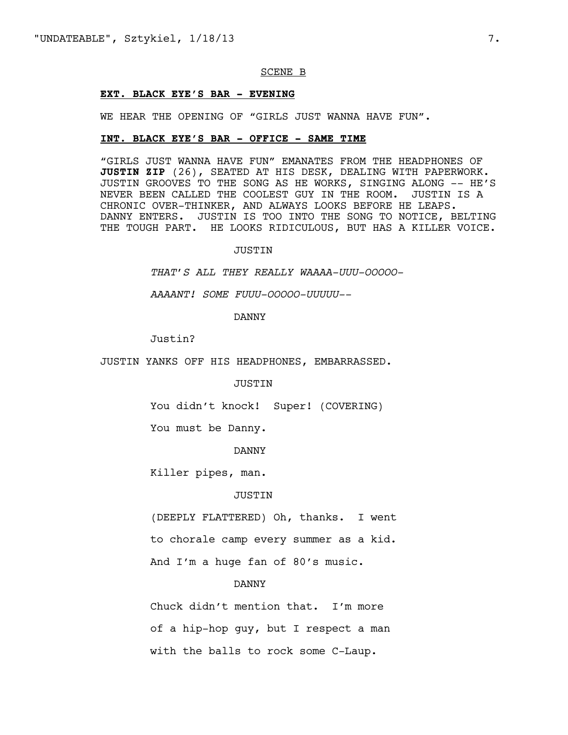SCENE B

**EXT. BLACK EYE'S BAR - EVENING**

WE HEAR THE OPENING OF "GIRLS JUST WANNA HAVE FUN".

**INT. BLACK EYE'S BAR - OFFICE - SAME TIME**

"GIRLS JUST WANNA HAVE FUN" EMANATES FROM THE HEADPHONES OF **JUSTIN ZIP** (26), SEATED AT HIS DESK, DEALING WITH PAPERWORK. JUSTIN GROOVES TO THE SONG AS HE WORKS, SINGING ALONG -- HE'S NEVER BEEN CALLED THE COOLEST GUY IN THE ROOM. JUSTIN IS A CHRONIC OVER-THINKER, AND ALWAYS LOOKS BEFORE HE LEAPS. DANNY ENTERS. JUSTIN IS TOO INTO THE SONG TO NOTICE, BELTING THE TOUGH PART. HE LOOKS RIDICULOUS, BUT HAS A KILLER VOICE.

JUSTIN

*THAT'S ALL THEY REALLY WAAAA-UUU-OOOOO-*

*AAAANT! SOME FUUU-OOOOO-UUUUU--*

DANNY

Justin?

JUSTIN YANKS OFF HIS HEADPHONES, EMBARRASSED.

JUSTIN

You didn't knock! Super! (COVERING)

You must be Danny.

DANNY

Killer pipes, man.

JUSTIN

(DEEPLY FLATTERED) Oh, thanks. I went

to chorale camp every summer as a kid.

And I'm a huge fan of 80's music.

DANNY

Chuck didn't mention that. I'm more

of a hip-hop guy, but I respect a man

with the balls to rock some C-Laup.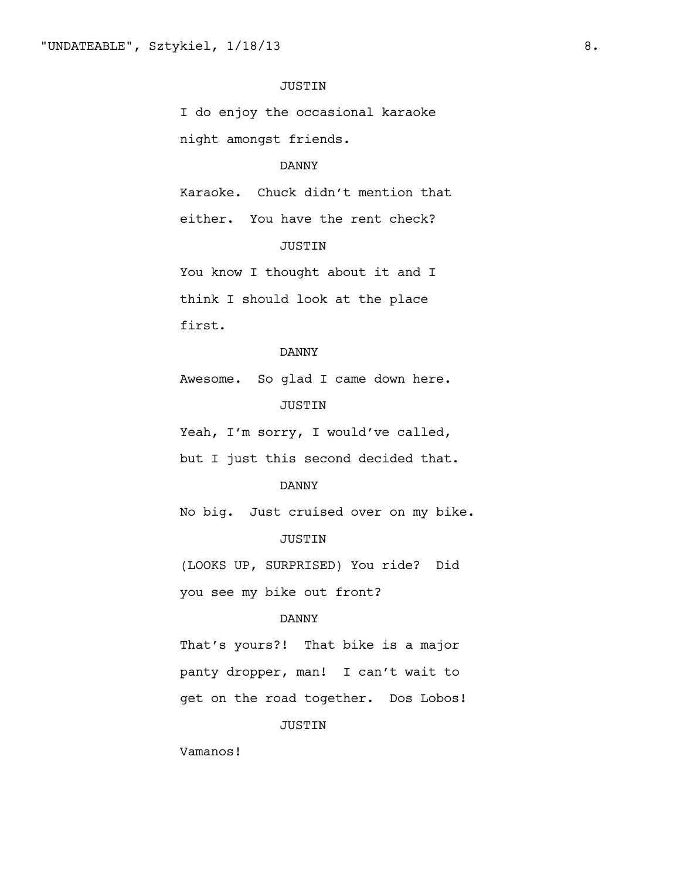JUSTIN

I do enjoy the occasional karaoke night amongst friends.

DANNY

Karaoke. Chuck didn't mention that either. You have the rent check?

JUSTIN

You know I thought about it and I think I should look at the place first.

DANNY

Awesome. So glad I came down here.

JUSTIN

Yeah, I'm sorry, I would've called, but I just this second decided that.

DANNY

No big. Just cruised over on my bike.

JUSTIN

(LOOKS UP, SURPRISED) You ride? Did you see my bike out front?

DANNY

That's yours?! That bike is a major panty dropper, man! I can't wait to get on the road together. Dos Lobos!

JUSTIN

Vamanos!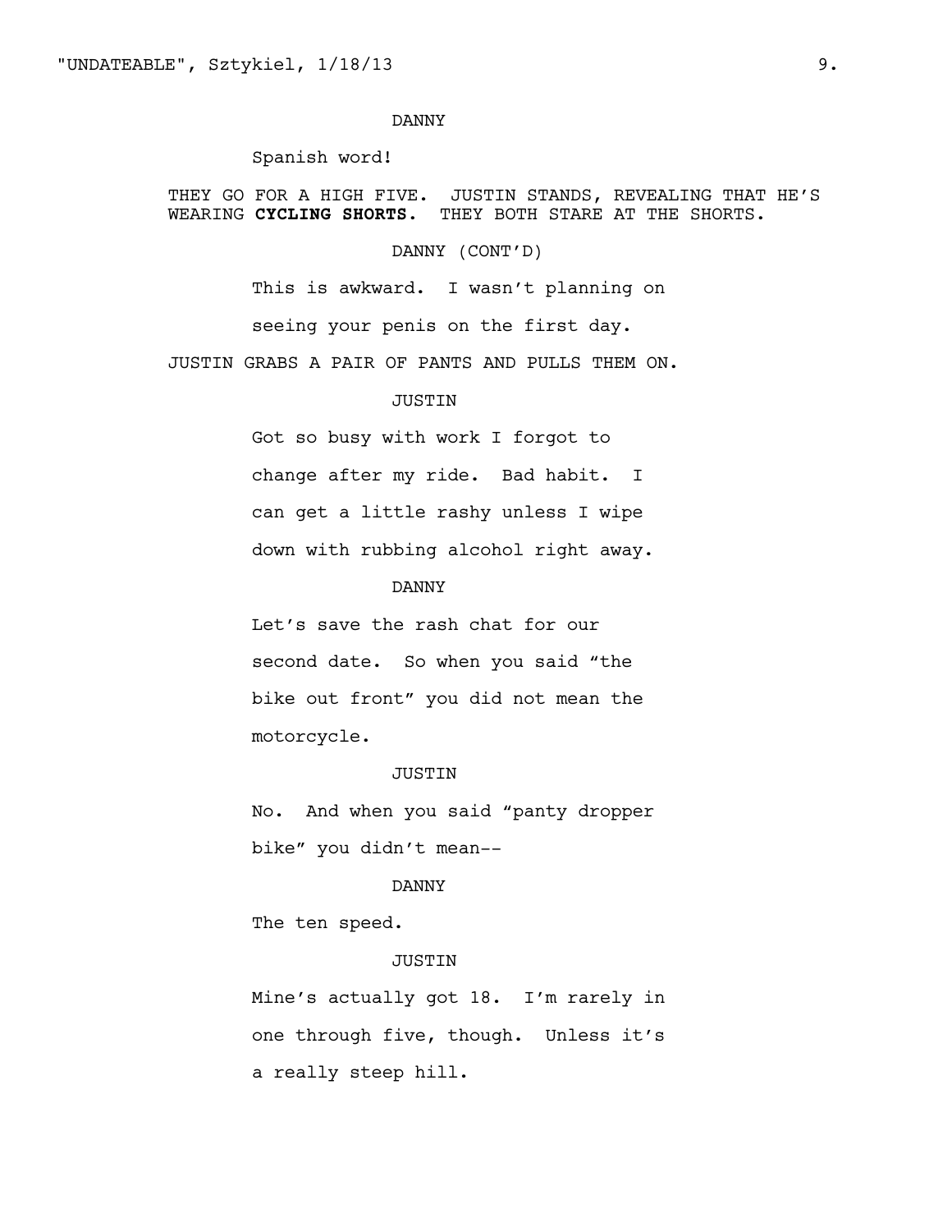DANNY

Spanish word!

THEY GO FOR A HIGH FIVE. JUSTIN STANDS, REVEALING THAT HE'S WEARING **CYCLING SHORTS.** THEY BOTH STARE AT THE SHORTS.

DANNY (CONT'D)

This is awkward. I wasn't planning on seeing your penis on the first day.

JUSTIN GRABS A PAIR OF PANTS AND PULLS THEM ON.

JUSTIN

Got so busy with work I forgot to change after my ride. Bad habit. I can get a little rashy unless I wipe down with rubbing alcohol right away.

DANNY

Let's save the rash chat for our second date. So when you said "the bike out front" you did not mean the motorcycle.

JUSTIN

No. And when you said "panty dropper bike" you didn't mean--

DANNY

The ten speed.

JUSTIN

Mine's actually got 18. I'm rarely in one through five, though. Unless it's a really steep hill.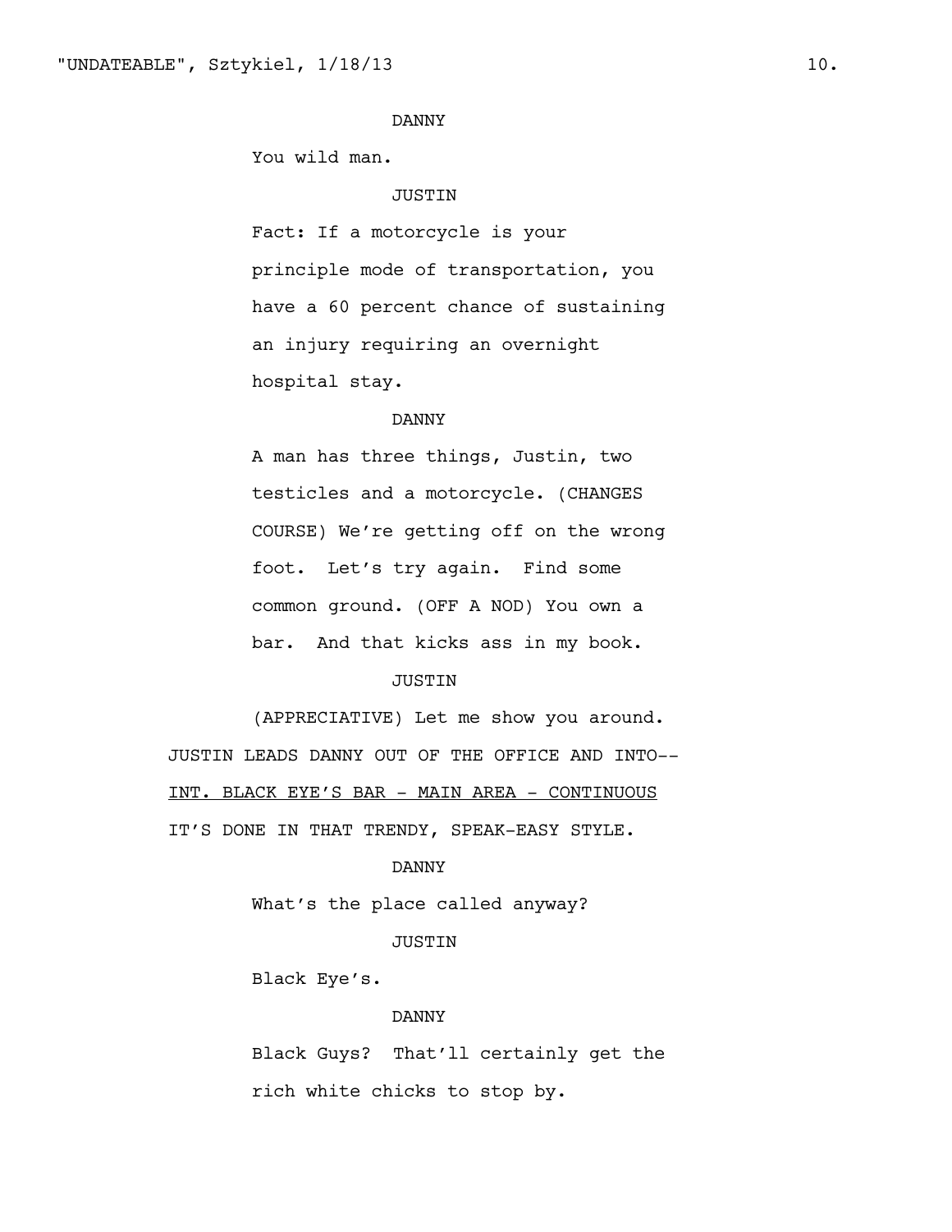DANNY

You wild man.

JUSTIN

Fact: If a motorcycle is your principle mode of transportation, you have a 60 percent chance of sustaining an injury requiring an overnight hospital stay.

DANNY

A man has three things, Justin, two testicles and a motorcycle. (CHANGES COURSE) We're getting off on the wrong foot. Let's try again. Find some common ground. (OFF A NOD) You own a bar. And that kicks ass in my book.

JUSTIN

(APPRECIATIVE) Let me show you around.

JUSTIN LEADS DANNY OUT OF THE OFFICE AND INTO--

<u>INT. BLACK EYE'S BAR - MAIN AREA - CONTINUOUS</u>

IT'S DONE IN THAT TRENDY, SPEAK-EASY STYLE.

DANNY

What's the place called anyway?

JUSTIN

Black Eye's.

DANNY

Black Guys? That'll certainly get the rich white chicks to stop by.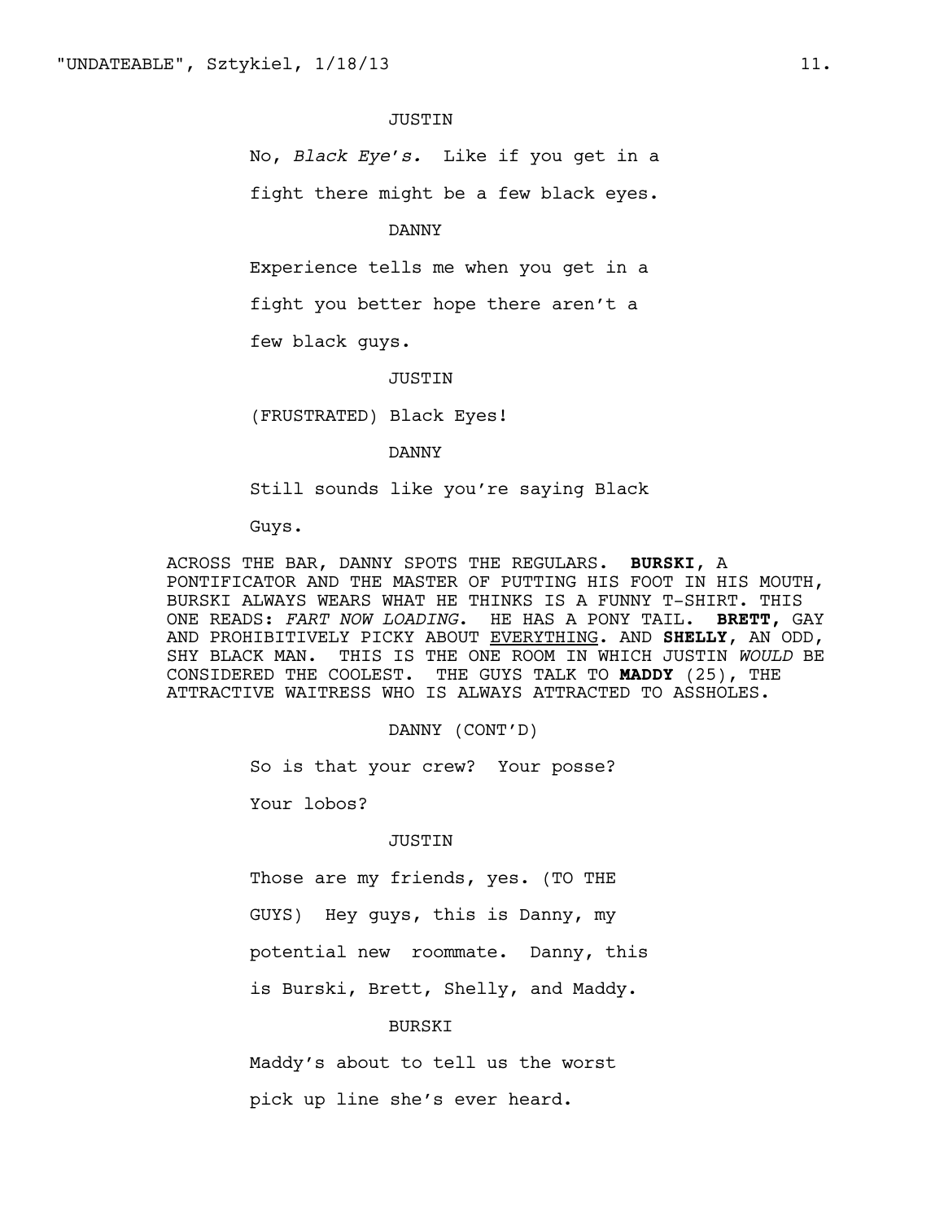JUSTIN

No, *Black Eye's.* Like if you get in a fight there might be a few black eyes.

DANNY

Experience tells me when you get in a fight you better hope there aren't a few black guys.

JUSTIN

(FRUSTRATED) Black Eyes!

DANNY

Still sounds like you're saying Black Guys.

ACROSS THE BAR, DANNY SPOTS THE REGULARS. **BURSKI**, A PONTIFICATOR AND THE MASTER OF PUTTING HIS FOOT IN HIS MOUTH, BURSKI ALWAYS WEARS WHAT HE THINKS IS A FUNNY T-SHIRT. THIS ONE READS: *FART NOW LOADING*. HE HAS A PONY TAIL. **BRETT,** GAY AND PROHIBITIVELY PICKY ABOUT EVERYTHING. AND **SHELLY**, AN ODD, SHY BLACK MAN. THIS IS THE ONE ROOM IN WHICH JUSTIN *WOULD* BE CONSIDERED THE COOLEST. THE GUYS TALK TO **MADDY** (25), THE ATTRACTIVE WAITRESS WHO IS ALWAYS ATTRACTED TO ASSHOLES.

DANNY (CONT'D)

So is that your crew? Your posse? Your lobos?

JUSTIN

Those are my friends, yes. (TO THE GUYS) Hey guys, this is Danny, my potential new roommate. Danny, this is Burski, Brett, Shelly, and Maddy.

BURSKI

Maddy's about to tell us the worst pick up line she's ever heard.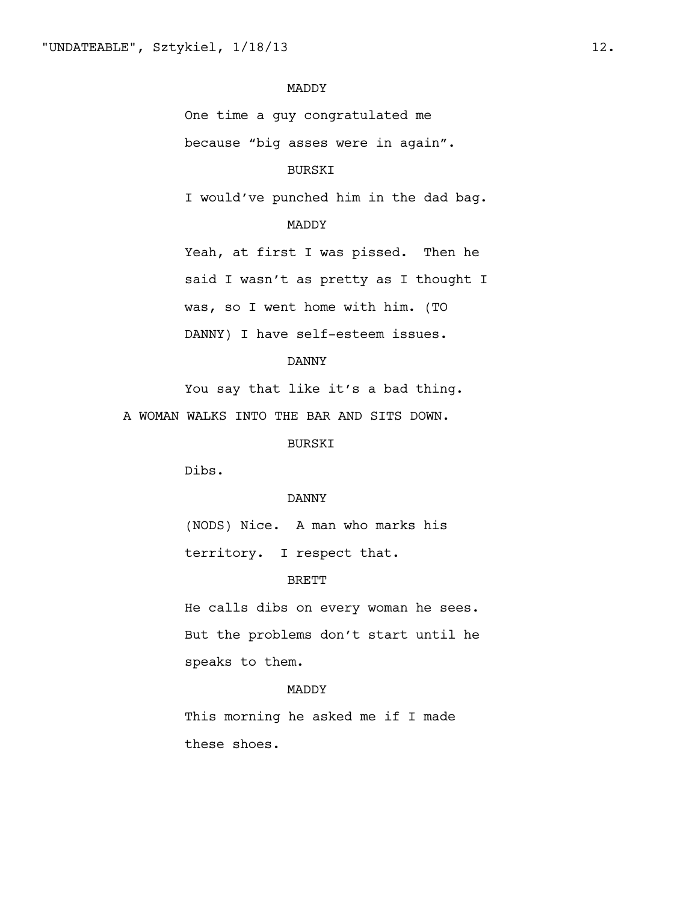MADDY

One time a guy congratulated me because "big asses were in again".

BURSKI

I would've punched him in the dad bag.

MADDY

Yeah, at first I was pissed. Then he said I wasn't as pretty as I thought I was, so I went home with him. (TO DANNY) I have self-esteem issues.

DANNY

You say that like it's a bad thing.

A WOMAN WALKS INTO THE BAR AND SITS DOWN.

BURSKI

Dibs.

DANNY

(NODS) Nice. A man who marks his territory. I respect that.

BRETT

He calls dibs on every woman he sees. But the problems don't start until he speaks to them.

MADDY

This morning he asked me if I made these shoes.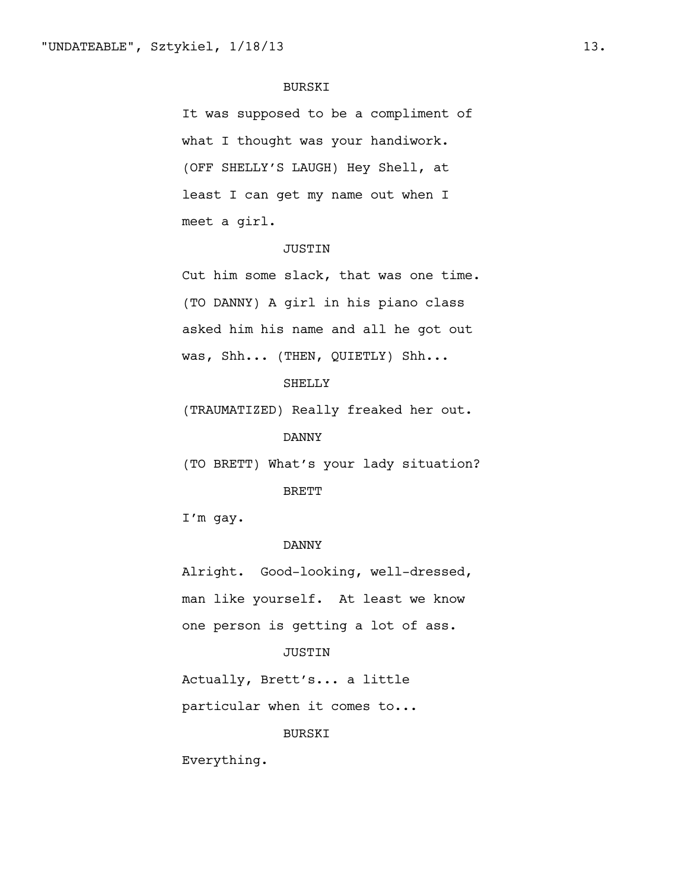BURSKI

It was supposed to be a compliment of what I thought was your handiwork. (OFF SHELLY'S LAUGH) Hey Shell, at least I can get my name out when I meet a girl.

JUSTIN

Cut him some slack, that was one time. (TO DANNY) A girl in his piano class asked him his name and all he got out was, Shh... (THEN, QUIETLY) Shh...

SHELLY

(TRAUMATIZED) Really freaked her out.

DANNY

(TO BRETT) What's your lady situation?

BRETT

I'm gay.

DANNY

Alright. Good-looking, well-dressed, man like yourself. At least we know one person is getting a lot of ass.

JUSTIN

Actually, Brett's... a little particular when it comes to...

BURSKI

Everything.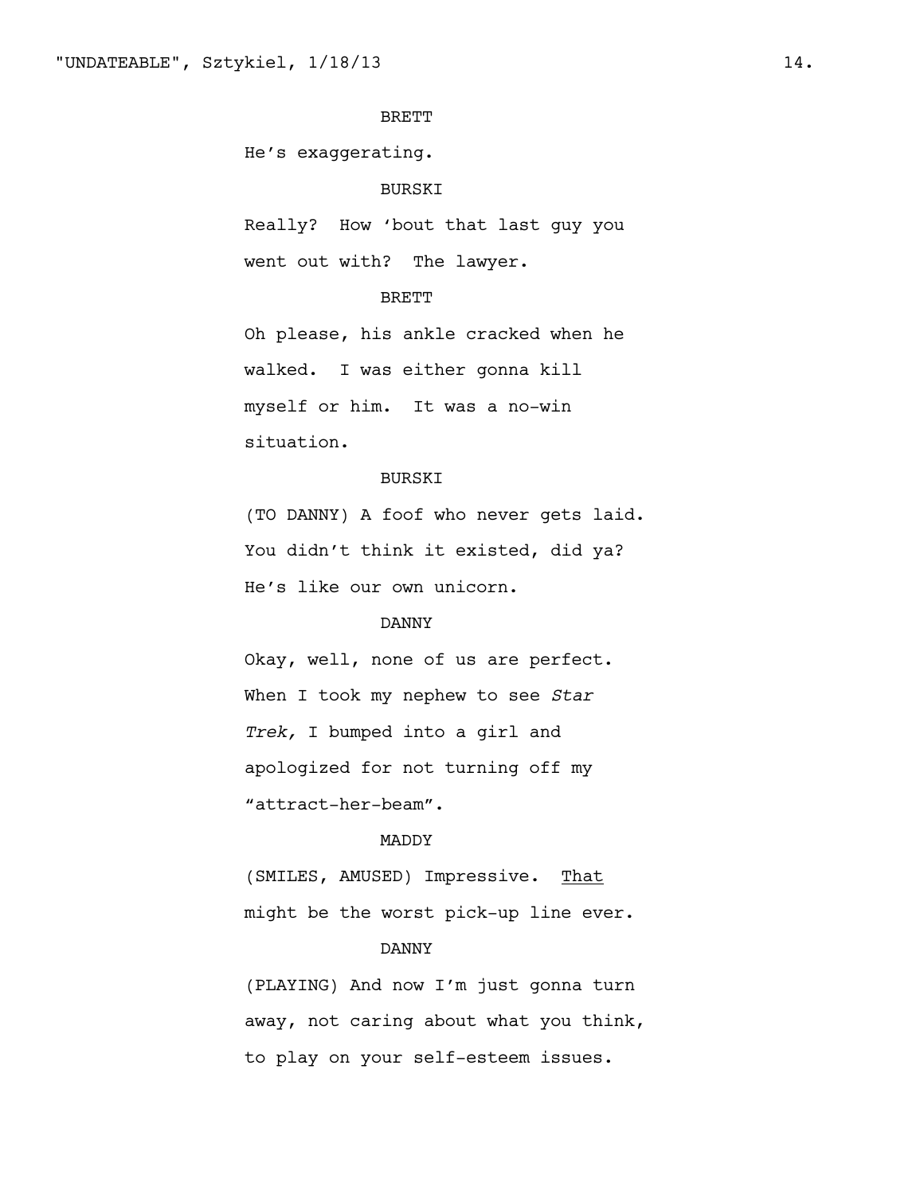BRETT

He's exaggerating.

BURSKI

Really? How 'bout that last guy you went out with? The lawyer.

BRETT

Oh please, his ankle cracked when he walked. I was either gonna kill myself or him. It was a no-win situation.

BURSKI

(TO DANNY) A foof who never gets laid. You didn't think it existed, did ya? He's like our own unicorn.

DANNY

Okay, well, none of us are perfect. When I took my nephew to see *Star Trek,* I bumped into a girl and apologized for not turning off my "attract-her-beam".

MADDY

(SMILES, AMUSED) Impressive. <u>That</u> might be the worst pick-up line ever.

DANNY

(PLAYING) And now I'm just gonna turn away, not caring about what you think, to play on your self-esteem issues.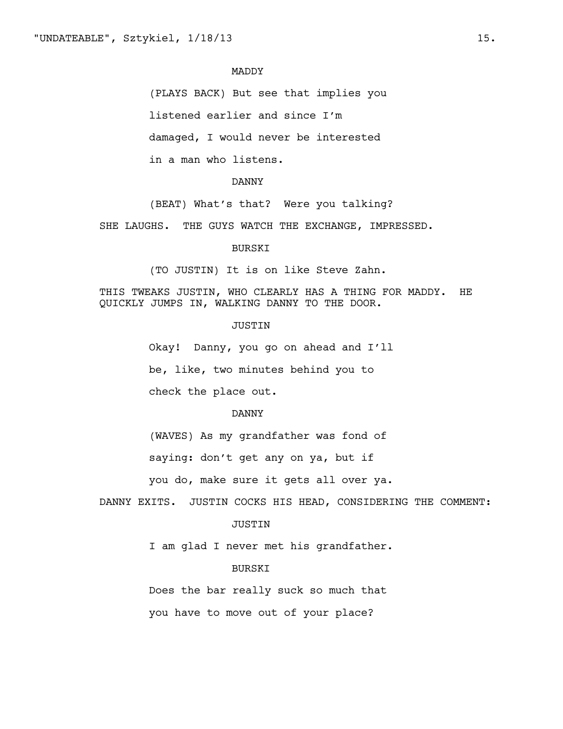MADDY

(PLAYS BACK) But see that implies you listened earlier and since I'm damaged, I would never be interested in a man who listens.

DANNY

(BEAT) What's that? Were you talking?

SHE LAUGHS. THE GUYS WATCH THE EXCHANGE, IMPRESSED.

BURSKI

(TO JUSTIN) It is on like Steve Zahn.

THIS TWEAKS JUSTIN, WHO CLEARLY HAS A THING FOR MADDY. HE QUICKLY JUMPS IN, WALKING DANNY TO THE DOOR.

JUSTIN

Okay! Danny, you go on ahead and I'll be, like, two minutes behind you to check the place out.

DANNY

(WAVES) As my grandfather was fond of saying: don't get any on ya, but if you do, make sure it gets all over ya.

DANNY EXITS. JUSTIN COCKS HIS HEAD, CONSIDERING THE COMMENT:

JUSTIN

I am glad I never met his grandfather.

BURSKI

Does the bar really suck so much that you have to move out of your place?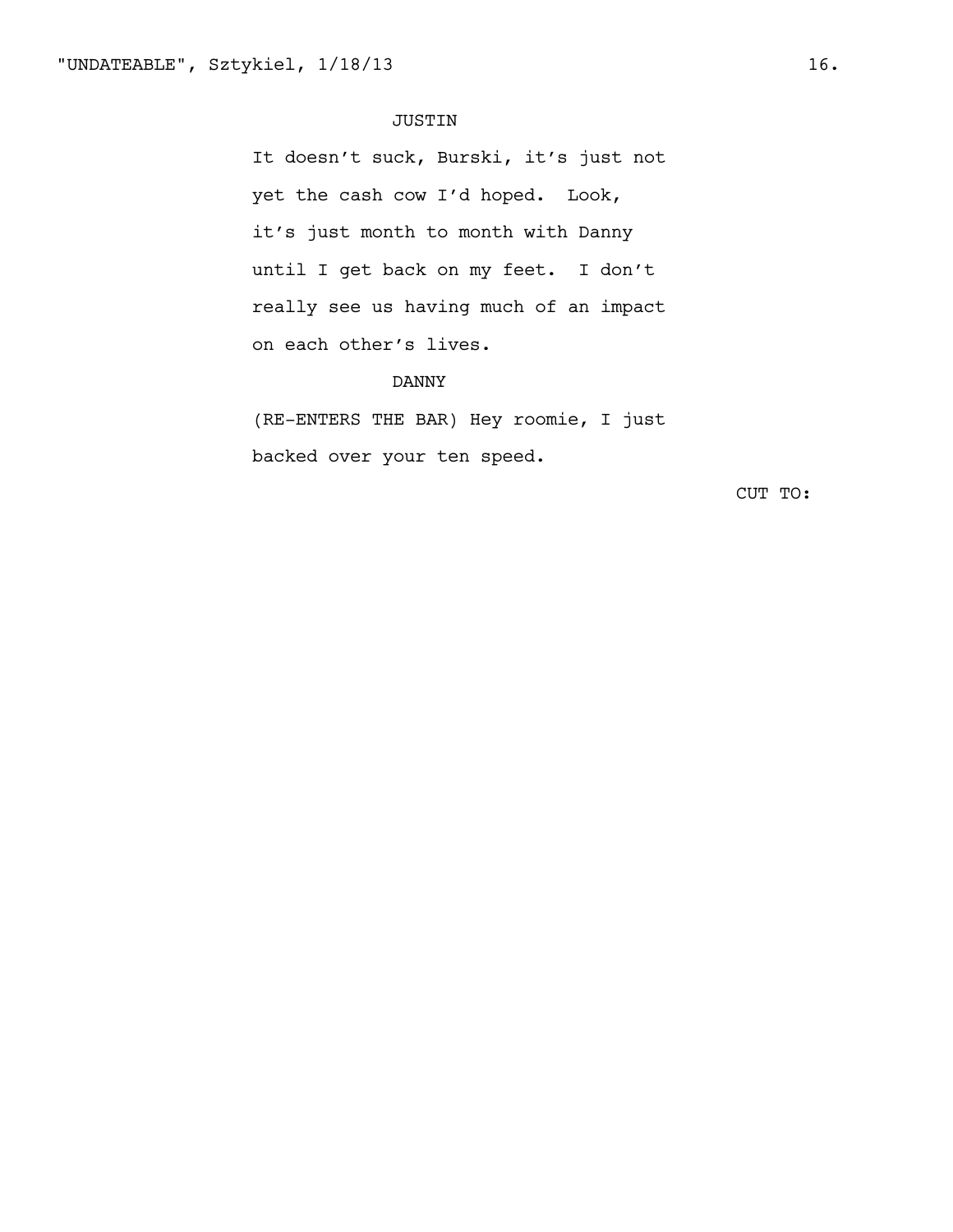JUSTIN

It doesn’t suck, Burski, it’s just not yet the cash cow I’d hoped. Look, it’s just month to month with Danny until I get back on my feet. I don’t really see us having much of an impact on each other’s lives.

DANNY

(RE-ENTERS THE BAR) Hey roomie, I just backed over your ten speed.

CUT TO: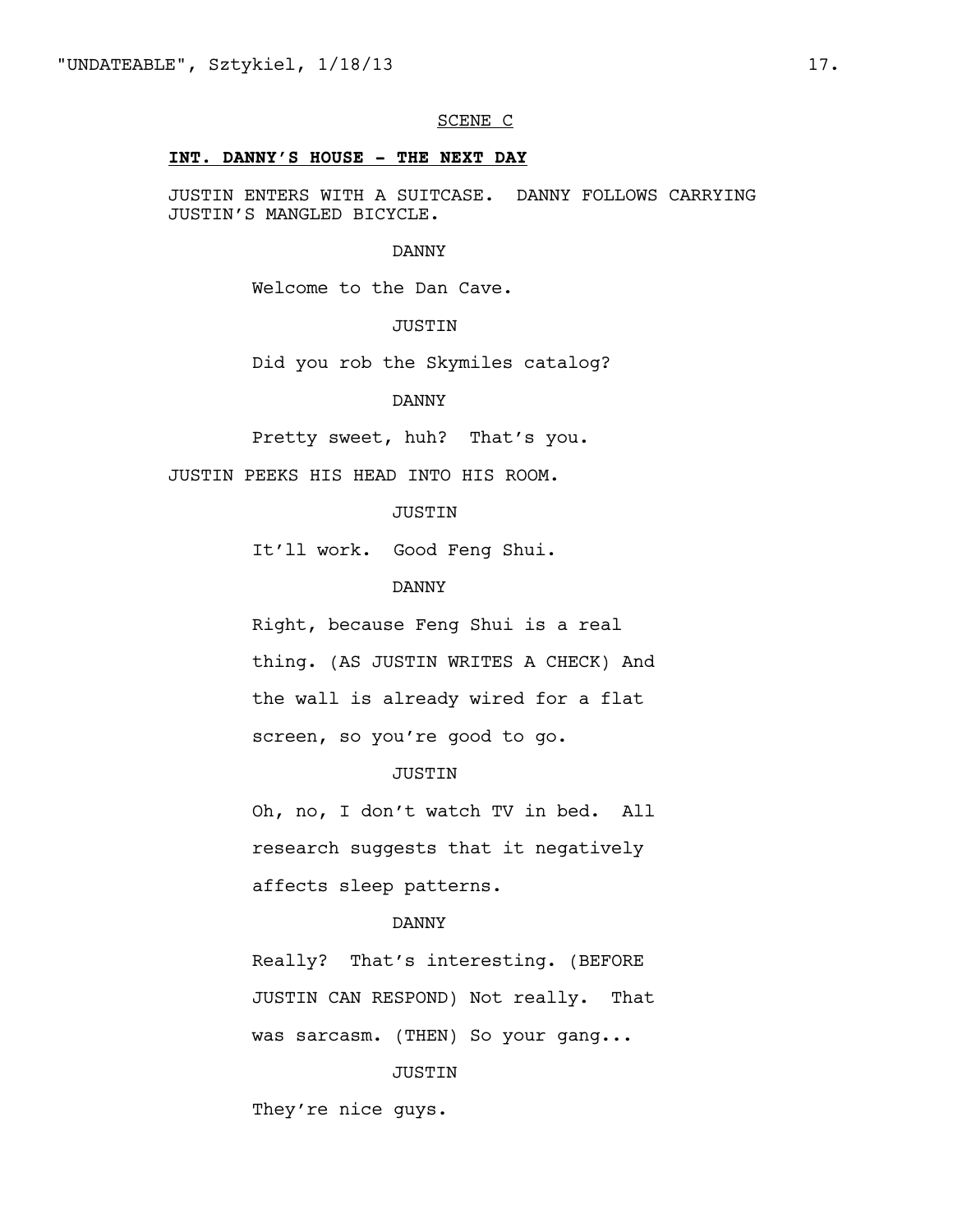SCENE C

**INT. DANNY'S HOUSE - THE NEXT DAY**

JUSTIN ENTERS WITH A SUITCASE. DANNY FOLLOWS CARRYING JUSTIN'S MANGLED BICYCLE.

DANNY

Welcome to the Dan Cave.

JUSTIN

Did you rob the Skymiles catalog?

DANNY

Pretty sweet, huh? That's you.

JUSTIN PEEKS HIS HEAD INTO HIS ROOM.

JUSTIN

It'll work. Good Feng Shui.

DANNY

Right, because Feng Shui is a real thing. (AS JUSTIN WRITES A CHECK) And the wall is already wired for a flat screen, so you're good to go.

JUSTIN

Oh, no, I don't watch TV in bed. All research suggests that it negatively affects sleep patterns.

DANNY

Really? That's interesting. (BEFORE JUSTIN CAN RESPOND) Not really. That was sarcasm. (THEN) So your gang...

JUSTIN

They're nice guys.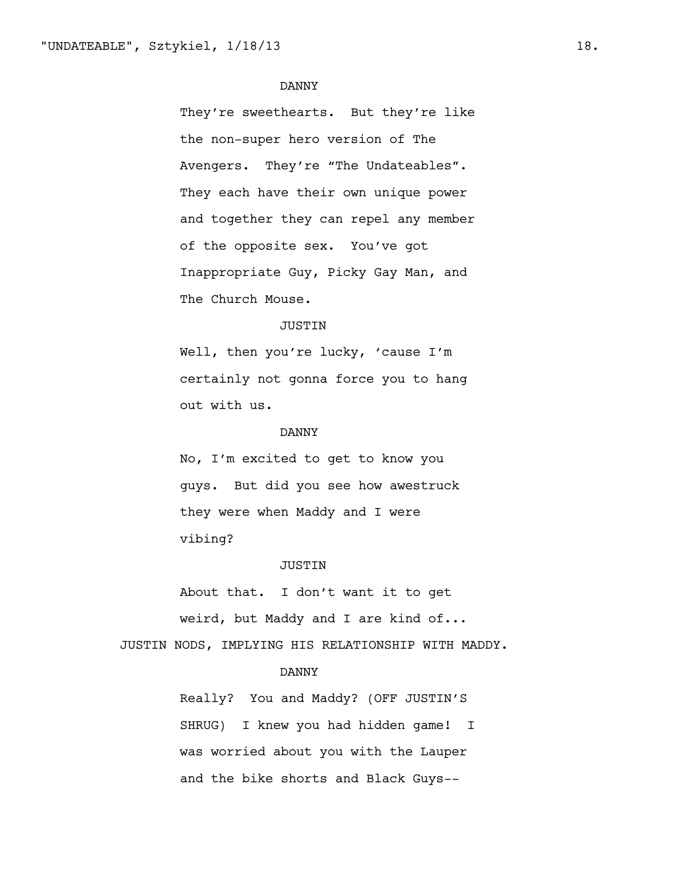DANNY

They're sweethearts. But they're like the non-super hero version of The Avengers. They're "The Undateables". They each have their own unique power and together they can repel any member of the opposite sex. You've got Inappropriate Guy, Picky Gay Man, and The Church Mouse.

JUSTIN

Well, then you're lucky, 'cause I'm certainly not gonna force you to hang out with us.

DANNY

No, I'm excited to get to know you guys. But did you see how awestruck they were when Maddy and I were vibing?

JUSTIN

About that. I don't want it to get weird, but Maddy and I are kind of...

JUSTIN NODS, IMPLYING HIS RELATIONSHIP WITH MADDY.

DANNY

Really? You and Maddy? (OFF JUSTIN'S SHRUG) I knew you had hidden game! I was worried about you with the Lauper and the bike shorts and Black Guys--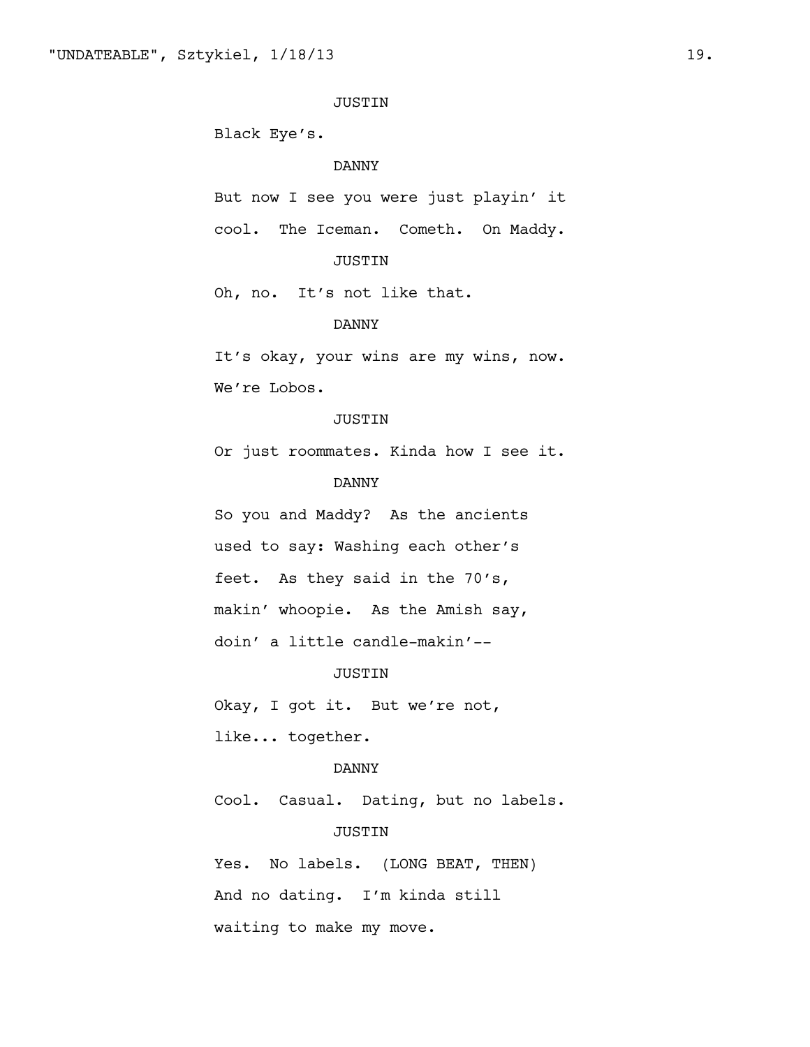JUSTIN

Black Eye's.

DANNY

But now I see you were just playin' it cool. The Iceman. Cometh. On Maddy.

JUSTIN

Oh, no. It's not like that.

DANNY

It's okay, your wins are my wins, now. We're Lobos.

JUSTIN

Or just roommates. Kinda how I see it.

DANNY

So you and Maddy? As the ancients used to say: Washing each other's feet. As they said in the 70's, makin' whoopie. As the Amish say, doin' a little candle-makin'--

JUSTIN

Okay, I got it. But we're not, like... together.

DANNY

Cool. Casual. Dating, but no labels.

JUSTIN

Yes. No labels. (LONG BEAT, THEN) And no dating. I'm kinda still waiting to make my move.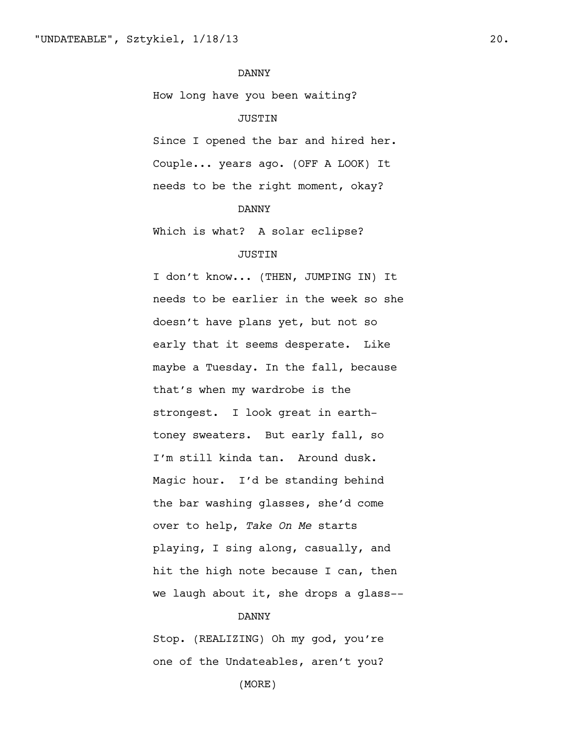DANNY

How long have you been waiting?

JUSTIN

Since I opened the bar and hired her. Couple... years ago. (OFF A LOOK) It needs to be the right moment, okay?

DANNY

Which is what? A solar eclipse?

JUSTIN

I don't know... (THEN, JUMPING IN) It needs to be earlier in the week so she doesn't have plans yet, but not so early that it seems desperate. Like maybe a Tuesday. In the fall, because that's when my wardrobe is the strongest. I look great in earth-toney sweaters. But early fall, so I'm still kinda tan. Around dusk. Magic hour. I'd be standing behind the bar washing glasses, she'd come over to help, *Take On Me* starts playing, I sing along, casually, and hit the high note because I can, then we laugh about it, she drops a glass--

DANNY

Stop. (REALIZING) Oh my god, you're one of the Undateables, aren't you?

(MORE)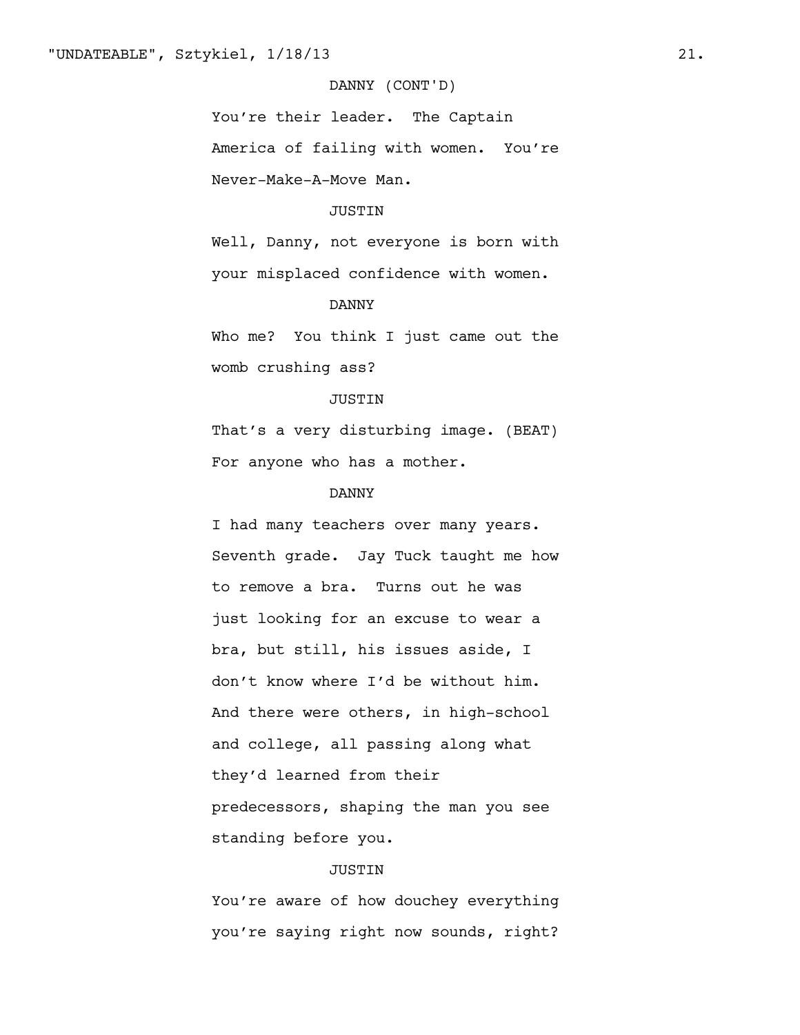DANNY (CONT'D)

You're their leader. The Captain America of failing with women. You're Never-Make-A-Move Man.

JUSTIN

Well, Danny, not everyone is born with your misplaced confidence with women.

DANNY

Who me? You think I just came out the womb crushing ass?

JUSTIN

That's a very disturbing image. (BEAT) For anyone who has a mother.

DANNY

I had many teachers over many years. Seventh grade. Jay Tuck taught me how to remove a bra. Turns out he was just looking for an excuse to wear a bra, but still, his issues aside, I don't know where I'd be without him. And there were others, in high-school and college, all passing along what they'd learned from their predecessors, shaping the man you see standing before you.

JUSTIN

You're aware of how douchey everything you're saying right now sounds, right?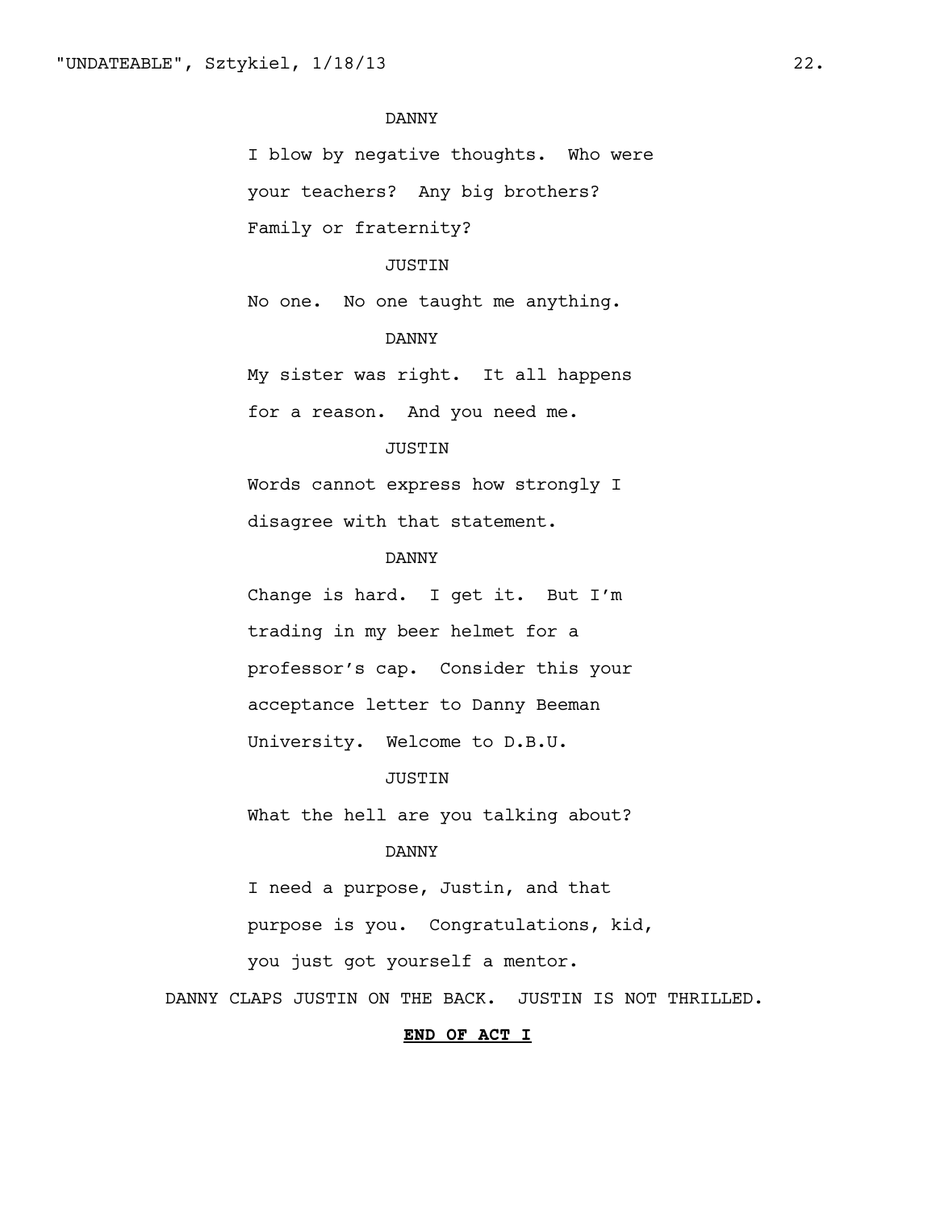DANNY

I blow by negative thoughts. Who were your teachers? Any big brothers? Family or fraternity?

JUSTIN

No one. No one taught me anything.

DANNY

My sister was right. It all happens for a reason. And you need me.

JUSTIN

Words cannot express how strongly I disagree with that statement.

DANNY

Change is hard. I get it. But I'm trading in my beer helmet for a professor's cap. Consider this your acceptance letter to Danny Beeman University. Welcome to D.B.U.

JUSTIN

What the hell are you talking about?

DANNY

I need a purpose, Justin, and that purpose is you. Congratulations, kid, you just got yourself a mentor.

DANNY CLAPS JUSTIN ON THE BACK. JUSTIN IS NOT THRILLED.

**END OF ACT I**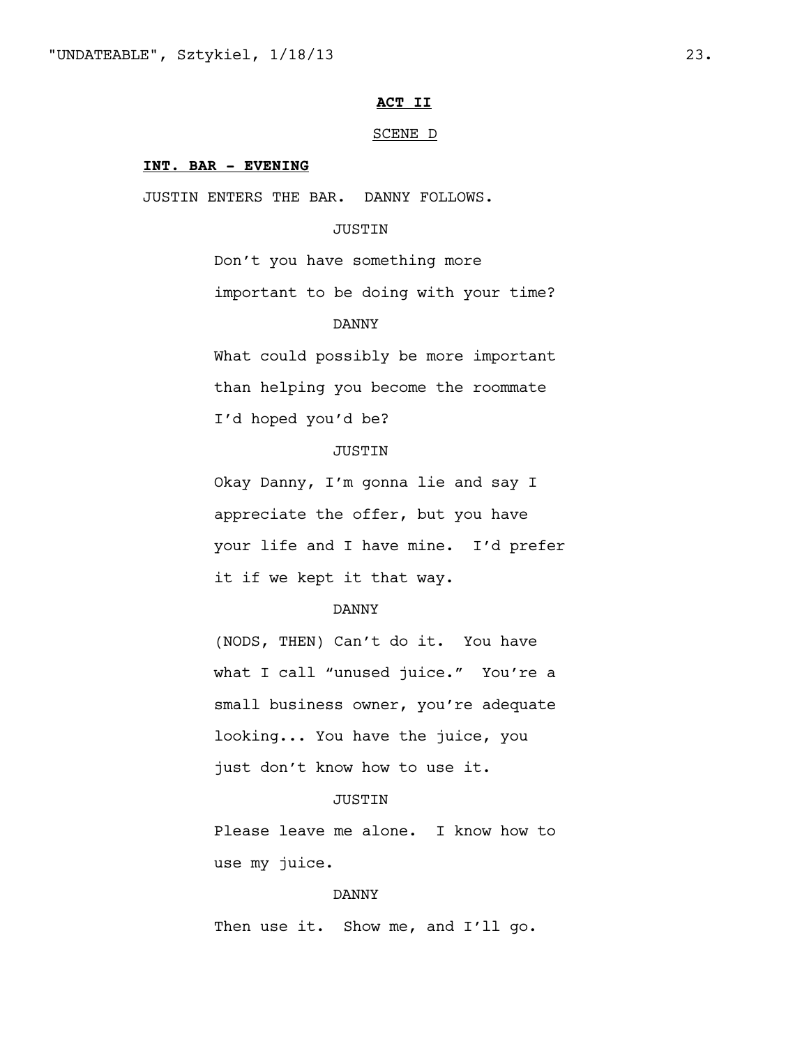**ACT II**

SCENE D

**INT. BAR - EVENING**

JUSTIN ENTERS THE BAR. DANNY FOLLOWS.

JUSTIN

Don't you have something more important to be doing with your time?

DANNY

What could possibly be more important than helping you become the roommate I'd hoped you'd be?

JUSTIN

Okay Danny, I'm gonna lie and say I appreciate the offer, but you have your life and I have mine. I'd prefer it if we kept it that way.

DANNY

(NODS, THEN) Can't do it. You have what I call "unused juice." You're a small business owner, you're adequate looking... You have the juice, you just don't know how to use it.

JUSTIN

Please leave me alone. I know how to use my juice.

DANNY

Then use it. Show me, and I'll go.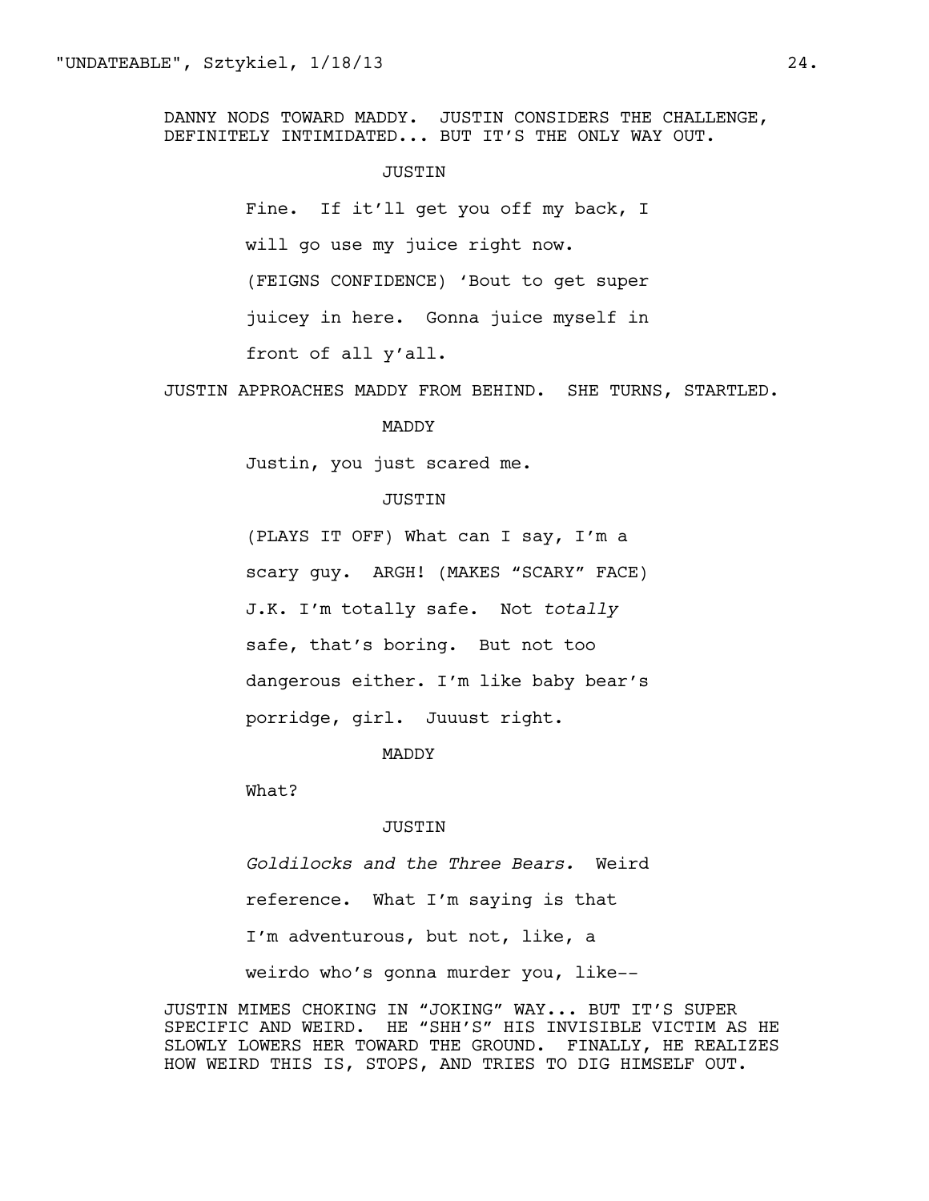DANNY NODS TOWARD MADDY. JUSTIN CONSIDERS THE CHALLENGE, DEFINITELY INTIMIDATED... BUT IT'S THE ONLY WAY OUT.

JUSTIN

Fine. If it'll get you off my back, I will go use my juice right now. (FEIGNS CONFIDENCE) 'Bout to get super juicey in here. Gonna juice myself in front of all y'all.

JUSTIN APPROACHES MADDY FROM BEHIND. SHE TURNS, STARTLED.

MADDY

Justin, you just scared me.

JUSTIN

(PLAYS IT OFF) What can I say, I'm a scary guy. ARGH! (MAKES "SCARY" FACE) J.K. I'm totally safe. Not *totally* safe, that's boring. But not too dangerous either. I'm like baby bear's porridge, girl. Juuust right.

MADDY

What?

JUSTIN

*Goldilocks and the Three Bears.* Weird reference. What I'm saying is that I'm adventurous, but not, like, a weirdo who's gonna murder you, like--

JUSTIN MIMES CHOKING IN "JOKING" WAY... BUT IT'S SUPER SPECIFIC AND WEIRD. HE "SHH'S" HIS INVISIBLE VICTIM AS HE SLOWLY LOWERS HER TOWARD THE GROUND. FINALLY, HE REALIZES HOW WEIRD THIS IS, STOPS, AND TRIES TO DIG HIMSELF OUT.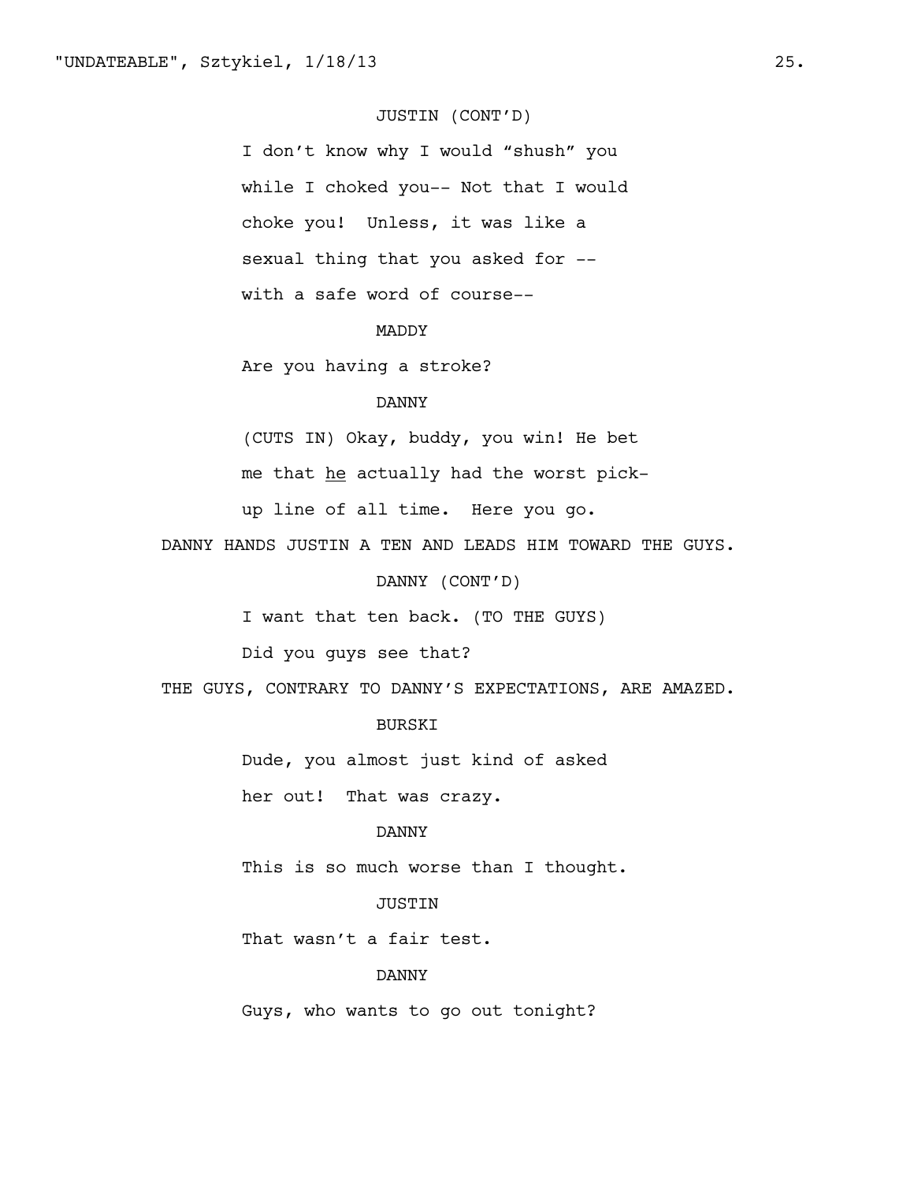JUSTIN (CONT'D)

I don't know why I would "shush" you while I choked you-- Not that I would choke you! Unless, it was like a sexual thing that you asked for -- with a safe word of course--

MADDY

Are you having a stroke?

DANNY

(CUTS IN) Okay, buddy, you win! He bet me that <u>he</u> actually had the worst pick-up line of all time. Here you go.

DANNY HANDS JUSTIN A TEN AND LEADS HIM TOWARD THE GUYS.

DANNY (CONT'D)

I want that ten back. (TO THE GUYS) Did you guys see that?

THE GUYS, CONTRARY TO DANNY'S EXPECTATIONS, ARE AMAZED.

BURSKI

Dude, you almost just kind of asked her out! That was crazy.

DANNY

This is so much worse than I thought.

JUSTIN

That wasn't a fair test.

DANNY

Guys, who wants to go out tonight?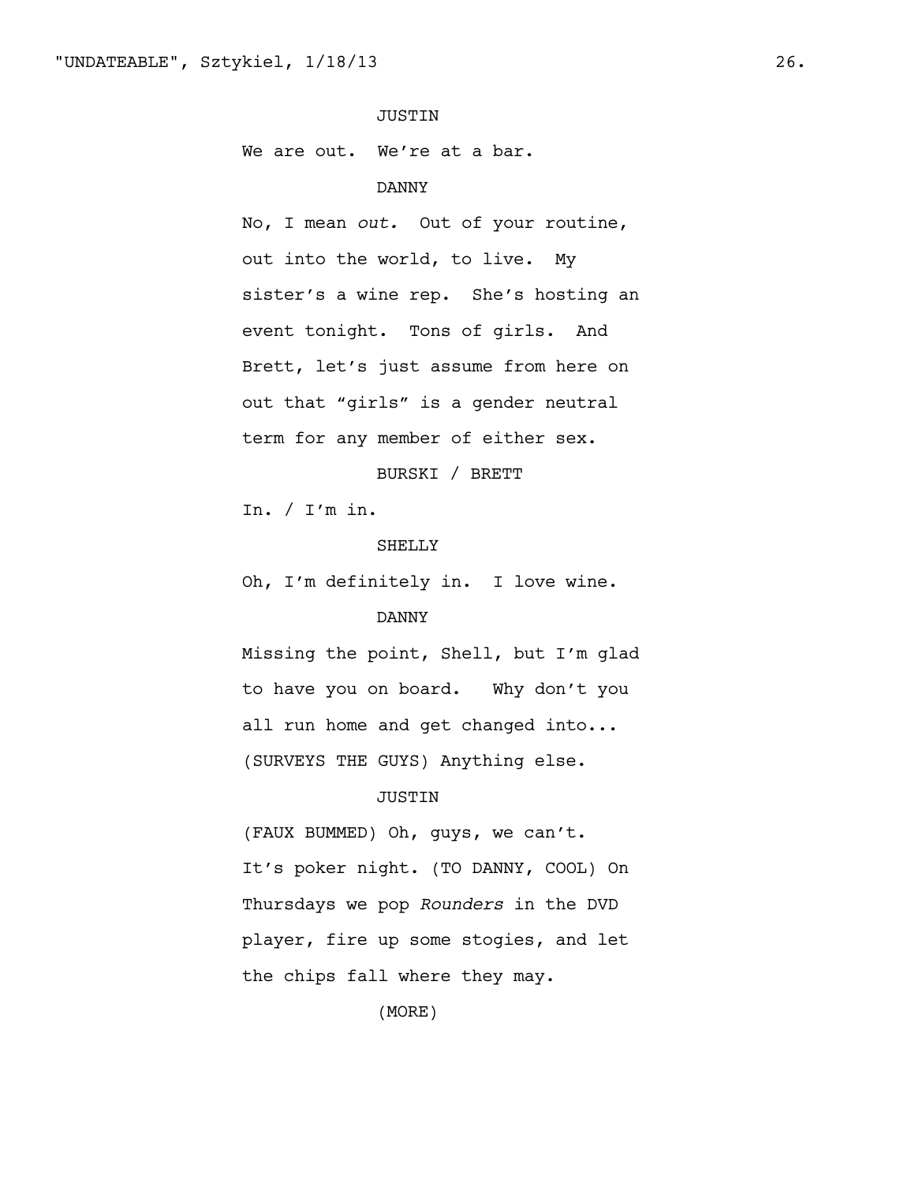JUSTIN

We are out. We're at a bar.

DANNY

No, I mean *out.* Out of your routine, out into the world, to live. My sister's a wine rep. She's hosting an event tonight. Tons of girls. And Brett, let's just assume from here on out that "girls" is a gender neutral term for any member of either sex.

BURSKI / BRETT

In. / I'm in.

SHELLY

Oh, I'm definitely in. I love wine.

DANNY

Missing the point, Shell, but I'm glad to have you on board. Why don't you all run home and get changed into... (SURVEYS THE GUYS) Anything else.

JUSTIN

(FAUX BUMMED) Oh, guys, we can't. It's poker night. (TO DANNY, COOL) On Thursdays we pop *Rounders* in the DVD player, fire up some stogies, and let the chips fall where they may.

(MORE)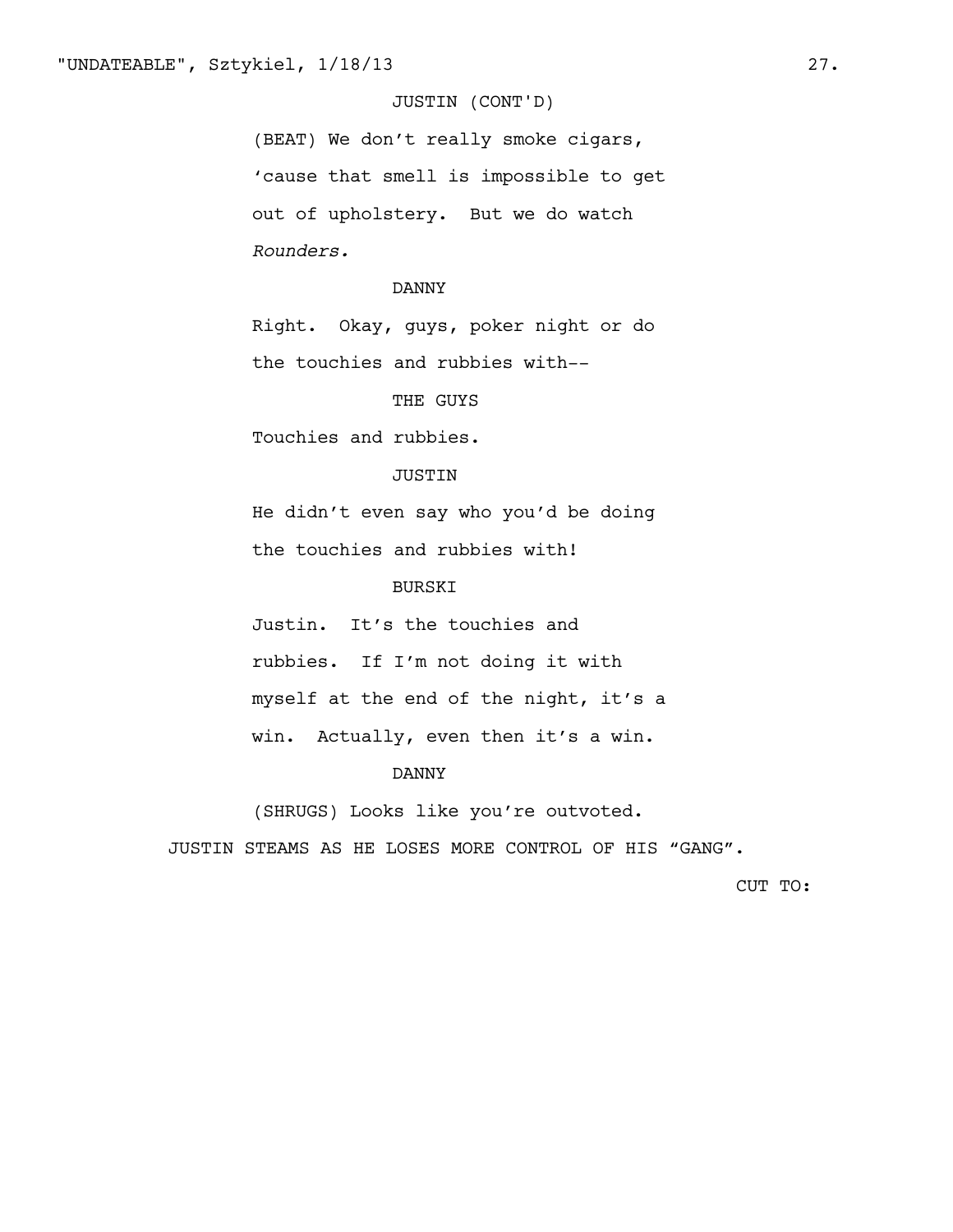JUSTIN (CONT'D)

(BEAT) We don't really smoke cigars, 'cause that smell is impossible to get out of upholstery. But we do watch *Rounders.*

DANNY

Right. Okay, guys, poker night or do the touchies and rubbies with--

THE GUYS

Touchies and rubbies.

JUSTIN

He didn't even say who you'd be doing the touchies and rubbies with!

BURSKI

Justin. It's the touchies and rubbies. If I'm not doing it with myself at the end of the night, it's a win. Actually, even then it's a win.

DANNY

(SHRUGS) Looks like you're outvoted.

JUSTIN STEAMS AS HE LOSES MORE CONTROL OF HIS "GANG".

CUT TO: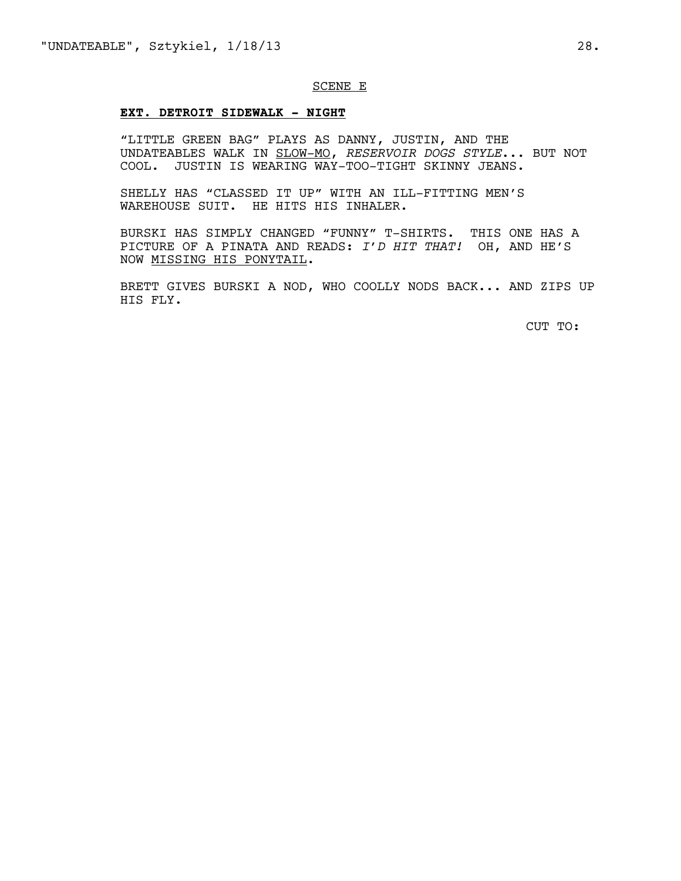SCENE E

**EXT. DETROIT SIDEWALK - NIGHT**

"LITTLE GREEN BAG" PLAYS AS DANNY, JUSTIN, AND THE UNDATEABLES WALK IN SLOW-MO, *RESERVOIR DOGS STYLE*... BUT NOT COOL. JUSTIN IS WEARING WAY-TOO-TIGHT SKINNY JEANS.

SHELLY HAS "CLASSED IT UP" WITH AN ILL-FITTING MEN'S WAREHOUSE SUIT. HE HITS HIS INHALER.

BURSKI HAS SIMPLY CHANGED "FUNNY" T-SHIRTS. THIS ONE HAS A PICTURE OF A PINATA AND READS: *I'D HIT THAT!* OH, AND HE'S NOW MISSING HIS PONYTAIL.

BRETT GIVES BURSKI A NOD, WHO COOLLY NODS BACK... AND ZIPS UP HIS FLY.

CUT TO: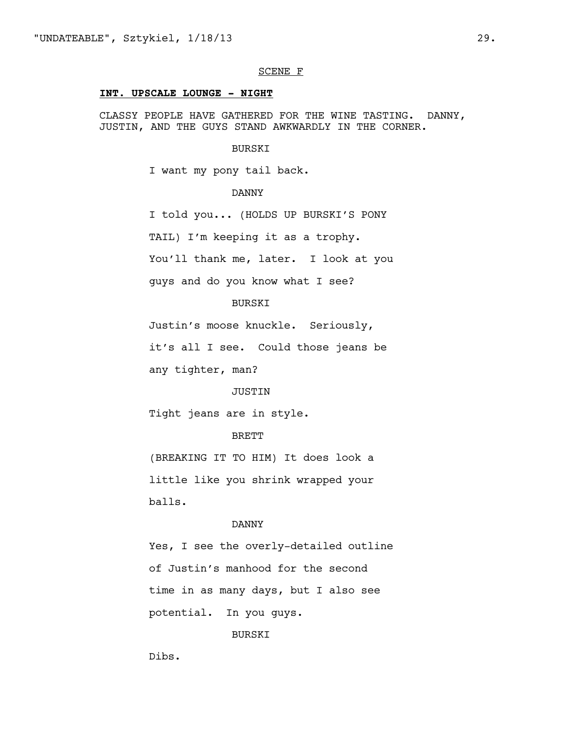SCENE F

**INT. UPSCALE LOUNGE - NIGHT**

CLASSY PEOPLE HAVE GATHERED FOR THE WINE TASTING. DANNY, JUSTIN, AND THE GUYS STAND AWKWARDLY IN THE CORNER.

BURSKI

I want my pony tail back.

DANNY

I told you... (HOLDS UP BURSKI'S PONY TAIL) I'm keeping it as a trophy. You'll thank me, later. I look at you guys and do you know what I see?

BURSKI

Justin's moose knuckle. Seriously, it's all I see. Could those jeans be any tighter, man?

JUSTIN

Tight jeans are in style.

BRETT

(BREAKING IT TO HIM) It does look a little like you shrink wrapped your balls.

DANNY

Yes, I see the overly-detailed outline of Justin's manhood for the second time in as many days, but I also see potential. In you guys.

BURSKI

Dibs.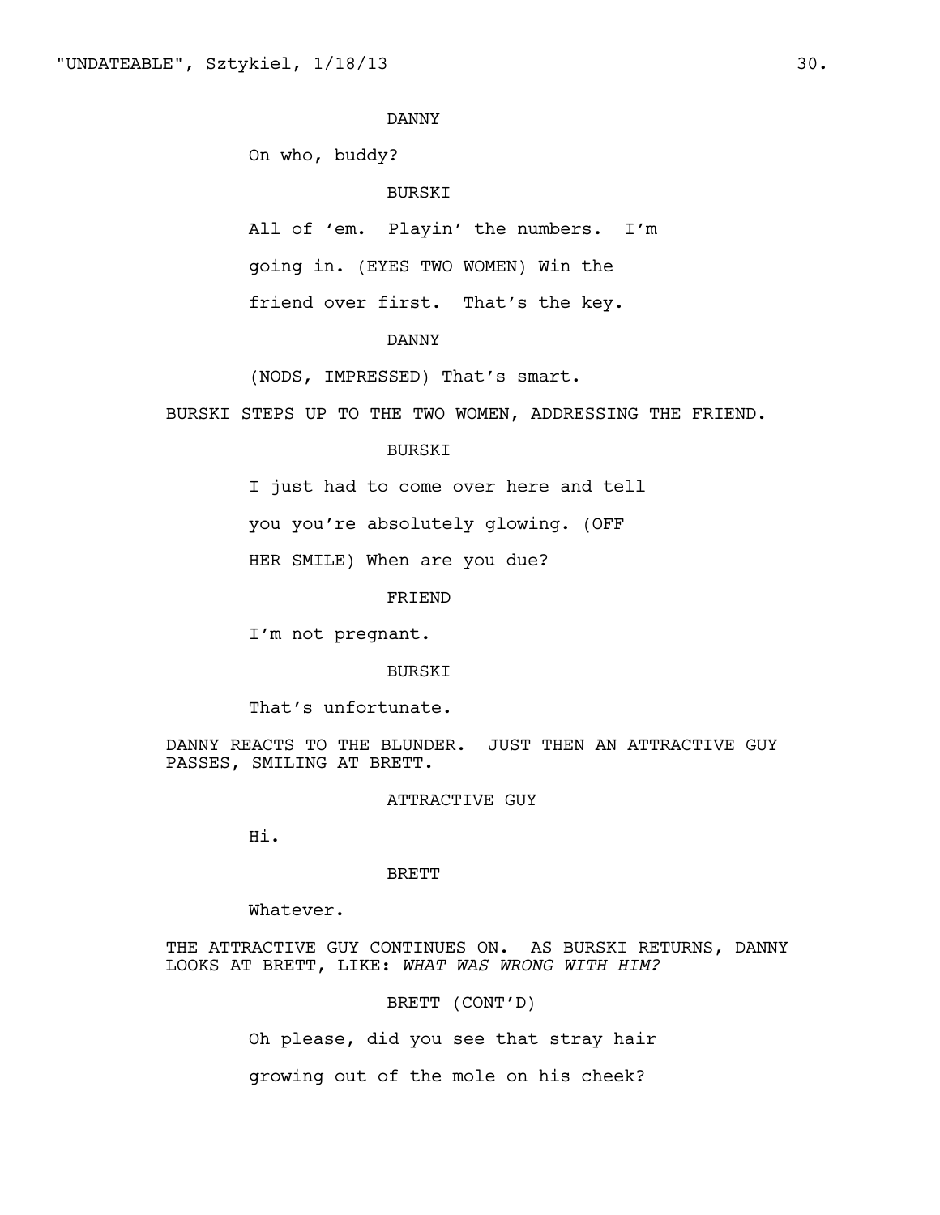DANNY

On who, buddy?

BURSKI

All of 'em. Playin' the numbers. I'm going in. (EYES TWO WOMEN) Win the friend over first. That's the key.

DANNY

(NODS, IMPRESSED) That's smart.

BURSKI STEPS UP TO THE TWO WOMEN, ADDRESSING THE FRIEND.

BURSKI

I just had to come over here and tell you you're absolutely glowing. (OFF HER SMILE) When are you due?

FRIEND

I'm not pregnant.

BURSKI

That's unfortunate.

DANNY REACTS TO THE BLUNDER. JUST THEN AN ATTRACTIVE GUY PASSES, SMILING AT BRETT.

ATTRACTIVE GUY

Hi.

BRETT

Whatever.

THE ATTRACTIVE GUY CONTINUES ON. AS BURSKI RETURNS, DANNY LOOKS AT BRETT, LIKE: *WHAT WAS WRONG WITH HIM?*

BRETT (CONT'D)

Oh please, did you see that stray hair growing out of the mole on his cheek?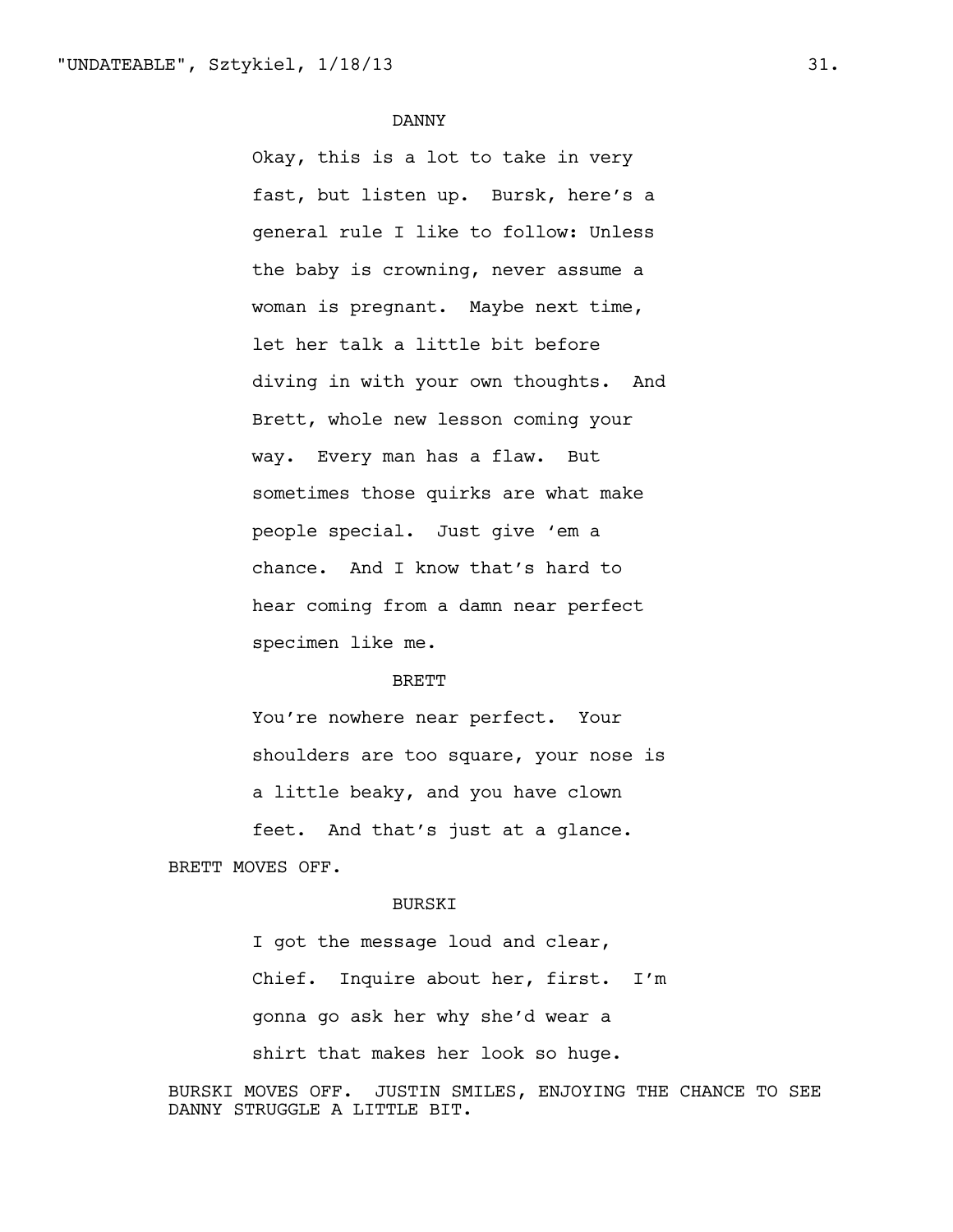DANNY

Okay, this is a lot to take in very fast, but listen up. Bursk, here's a general rule I like to follow: Unless the baby is crowning, never assume a woman is pregnant. Maybe next time, let her talk a little bit before diving in with your own thoughts. And Brett, whole new lesson coming your way. Every man has a flaw. But sometimes those quirks are what make people special. Just give 'em a chance. And I know that's hard to hear coming from a damn near perfect specimen like me.

BRETT

You're nowhere near perfect. Your shoulders are too square, your nose is a little beaky, and you have clown feet. And that's just at a glance.

BRETT MOVES OFF.

BURSKI

I got the message loud and clear, Chief. Inquire about her, first. I'm gonna go ask her why she'd wear a shirt that makes her look so huge.

BURSKI MOVES OFF. JUSTIN SMILES, ENJOYING THE CHANCE TO SEE DANNY STRUGGLE A LITTLE BIT.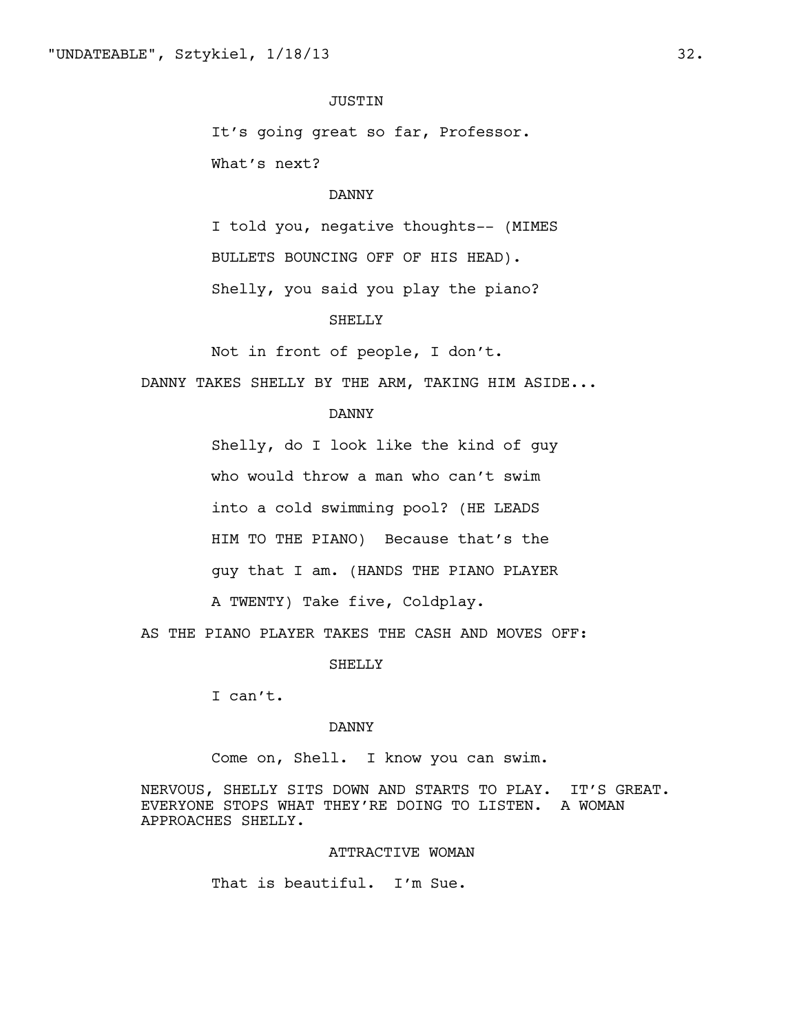JUSTIN

It's going great so far, Professor.

What's next?

DANNY

I told you, negative thoughts-- (MIMES

BULLETS BOUNCING OFF OF HIS HEAD).

Shelly, you said you play the piano?

SHELLY

Not in front of people, I don't.

DANNY TAKES SHELLY BY THE ARM, TAKING HIM ASIDE...

DANNY

Shelly, do I look like the kind of guy

who would throw a man who can't swim

into a cold swimming pool? (HE LEADS

HIM TO THE PIANO) Because that's the

guy that I am. (HANDS THE PIANO PLAYER

A TWENTY) Take five, Coldplay.

AS THE PIANO PLAYER TAKES THE CASH AND MOVES OFF:

SHELLY

I can't.

DANNY

Come on, Shell. I know you can swim.

NERVOUS, SHELLY SITS DOWN AND STARTS TO PLAY. IT'S GREAT. EVERYONE STOPS WHAT THEY'RE DOING TO LISTEN. A WOMAN APPROACHES SHELLY.

ATTRACTIVE WOMAN

That is beautiful. I'm Sue.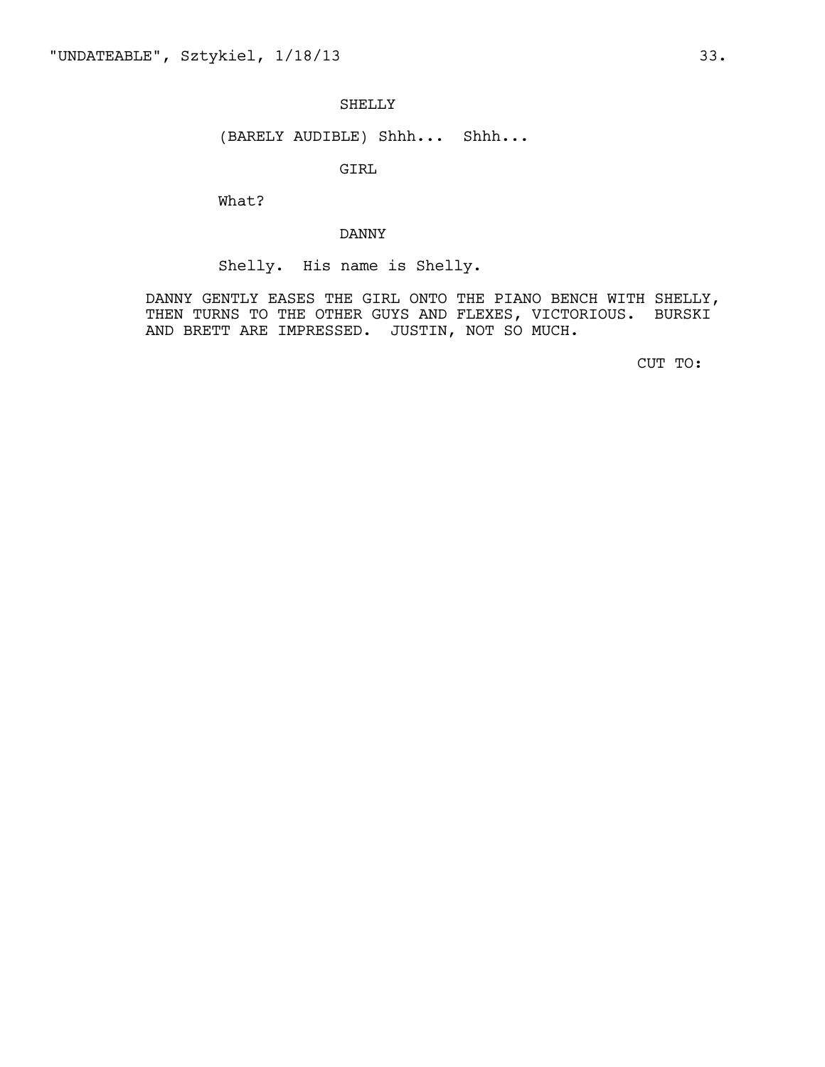SHELLY

(BARELY AUDIBLE) Shhh... Shhh...

GIRL

What?

DANNY

Shelly. His name is Shelly.

DANNY GENTLY EASES THE GIRL ONTO THE PIANO BENCH WITH SHELLY, THEN TURNS TO THE OTHER GUYS AND FLEXES, VICTORIOUS. BURSKI AND BRETT ARE IMPRESSED. JUSTIN, NOT SO MUCH.

CUT TO: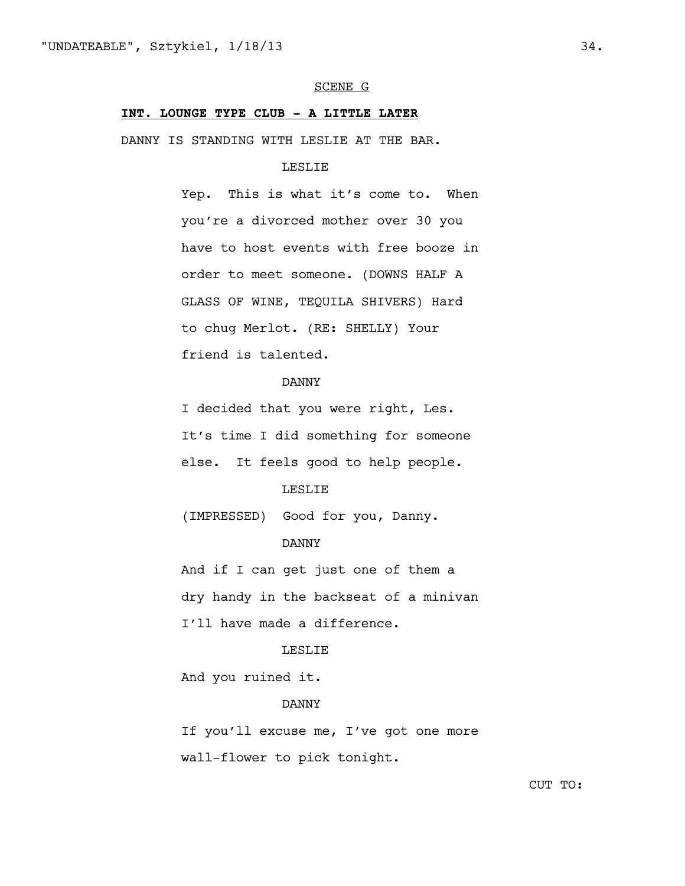SCENE G

**INT. LOUNGE TYPE CLUB - A LITTLE LATER**

DANNY IS STANDING WITH LESLIE AT THE BAR.

LESLIE

Yep. This is what it's come to. When you're a divorced mother over 30 you have to host events with free booze in order to meet someone. (DOWNS HALF A GLASS OF WINE, TEQUILA SHIVERS) Hard to chug Merlot. (RE: SHELLY) Your friend is talented.

DANNY

I decided that you were right, Les. It's time I did something for someone else. It feels good to help people.

LESLIE

(IMPRESSED) Good for you, Danny.

DANNY

And if I can get just one of them a dry handy in the backseat of a minivan I'll have made a difference.

LESLIE

And you ruined it.

DANNY

If you'll excuse me, I've got one more wall-flower to pick tonight.

CUT TO: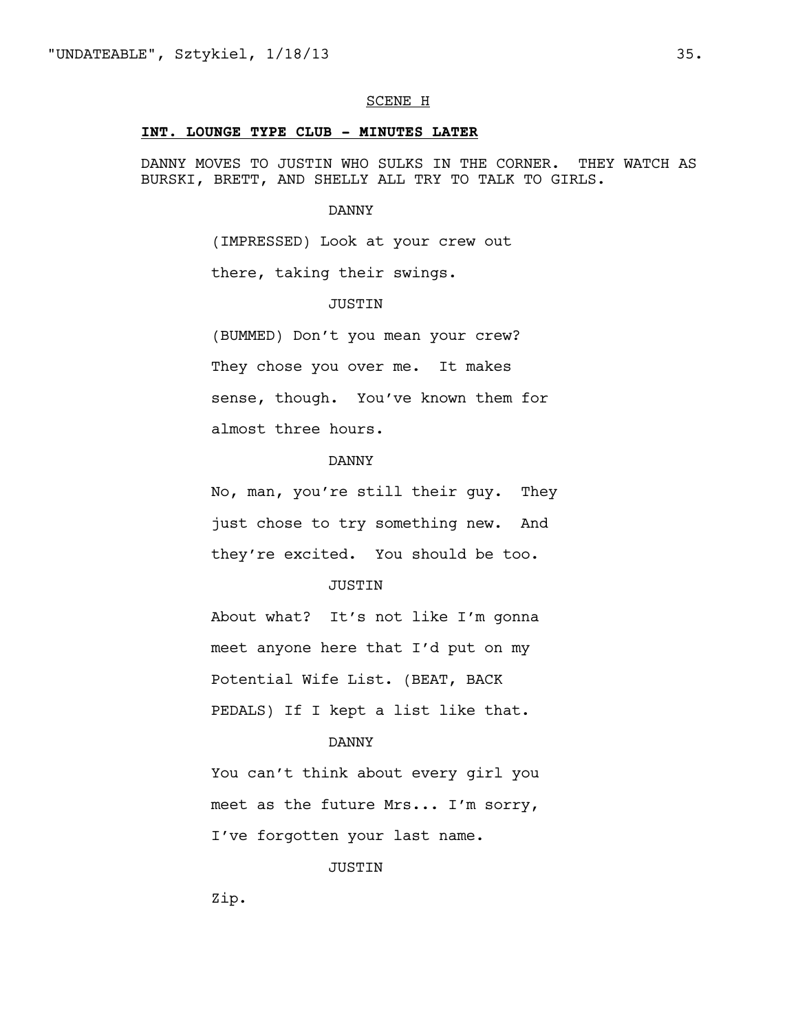SCENE H

**INT. LOUNGE TYPE CLUB - MINUTES LATER**

DANNY MOVES TO JUSTIN WHO SULKS IN THE CORNER. THEY WATCH AS BURSKI, BRETT, AND SHELLY ALL TRY TO TALK TO GIRLS.

DANNY

(IMPRESSED) Look at your crew out there, taking their swings.

JUSTIN

(BUMMED) Don't you mean your crew? They chose you over me. It makes sense, though. You've known them for almost three hours.

DANNY

No, man, you're still their guy. They just chose to try something new. And they're excited. You should be too.

JUSTIN

About what? It's not like I'm gonna meet anyone here that I'd put on my Potential Wife List. (BEAT, BACK PEDALS) If I kept a list like that.

DANNY

You can't think about every girl you meet as the future Mrs... I'm sorry, I've forgotten your last name.

JUSTIN

Zip.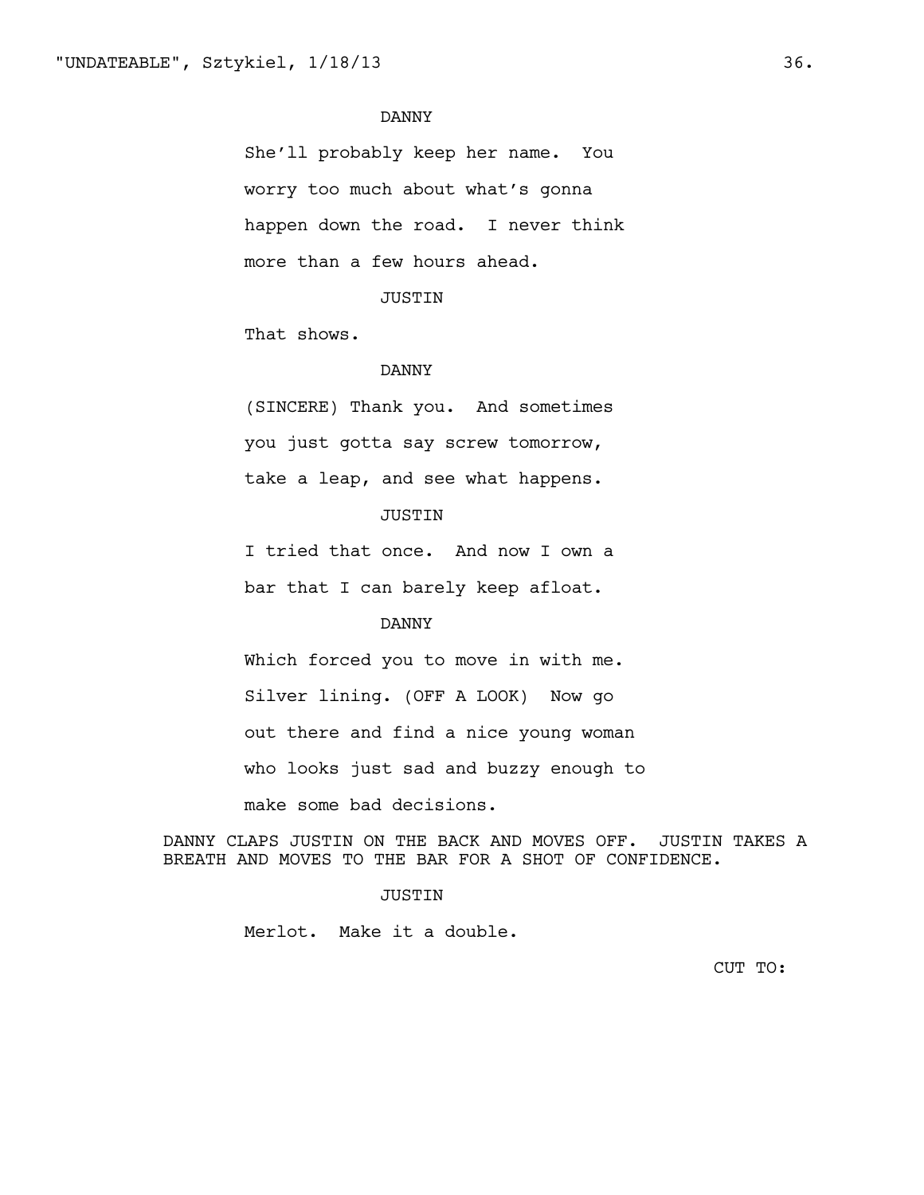DANNY

She'll probably keep her name. You worry too much about what's gonna happen down the road. I never think more than a few hours ahead.

JUSTIN

That shows.

DANNY

(SINCERE) Thank you. And sometimes you just gotta say screw tomorrow, take a leap, and see what happens.

JUSTIN

I tried that once. And now I own a bar that I can barely keep afloat.

DANNY

Which forced you to move in with me. Silver lining. (OFF A LOOK) Now go out there and find a nice young woman who looks just sad and buzzy enough to make some bad decisions.

DANNY CLAPS JUSTIN ON THE BACK AND MOVES OFF. JUSTIN TAKES A BREATH AND MOVES TO THE BAR FOR A SHOT OF CONFIDENCE.

JUSTIN

Merlot. Make it a double.

CUT TO: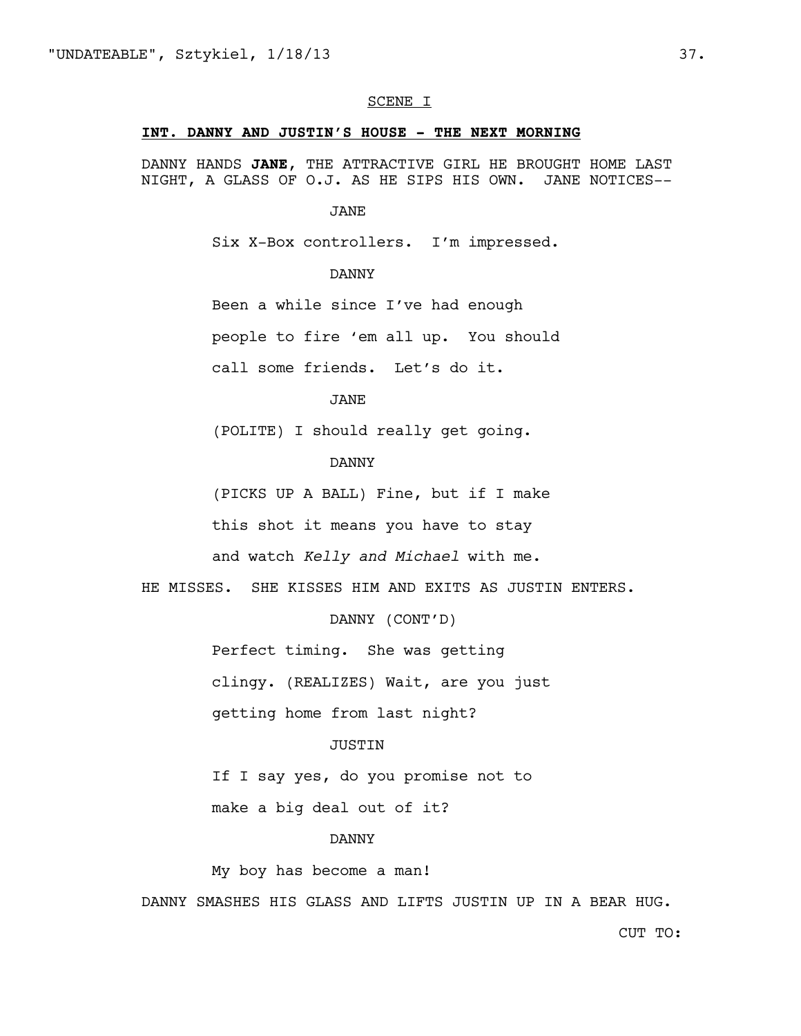SCENE I

**INT. DANNY AND JUSTIN'S HOUSE - THE NEXT MORNING**

DANNY HANDS **JANE**, THE ATTRACTIVE GIRL HE BROUGHT HOME LAST NIGHT, A GLASS OF O.J. AS HE SIPS HIS OWN. JANE NOTICES--

JANE

Six X-Box controllers. I'm impressed.

DANNY

Been a while since I've had enough people to fire 'em all up. You should call some friends. Let's do it.

JANE

(POLITE) I should really get going.

DANNY

(PICKS UP A BALL) Fine, but if I make this shot it means you have to stay and watch *Kelly and Michael* with me.

HE MISSES. SHE KISSES HIM AND EXITS AS JUSTIN ENTERS.

DANNY (CONT'D)

Perfect timing. She was getting clingy. (REALIZES) Wait, are you just getting home from last night?

JUSTIN

If I say yes, do you promise not to make a big deal out of it?

DANNY

My boy has become a man!

DANNY SMASHES HIS GLASS AND LIFTS JUSTIN UP IN A BEAR HUG.

CUT TO: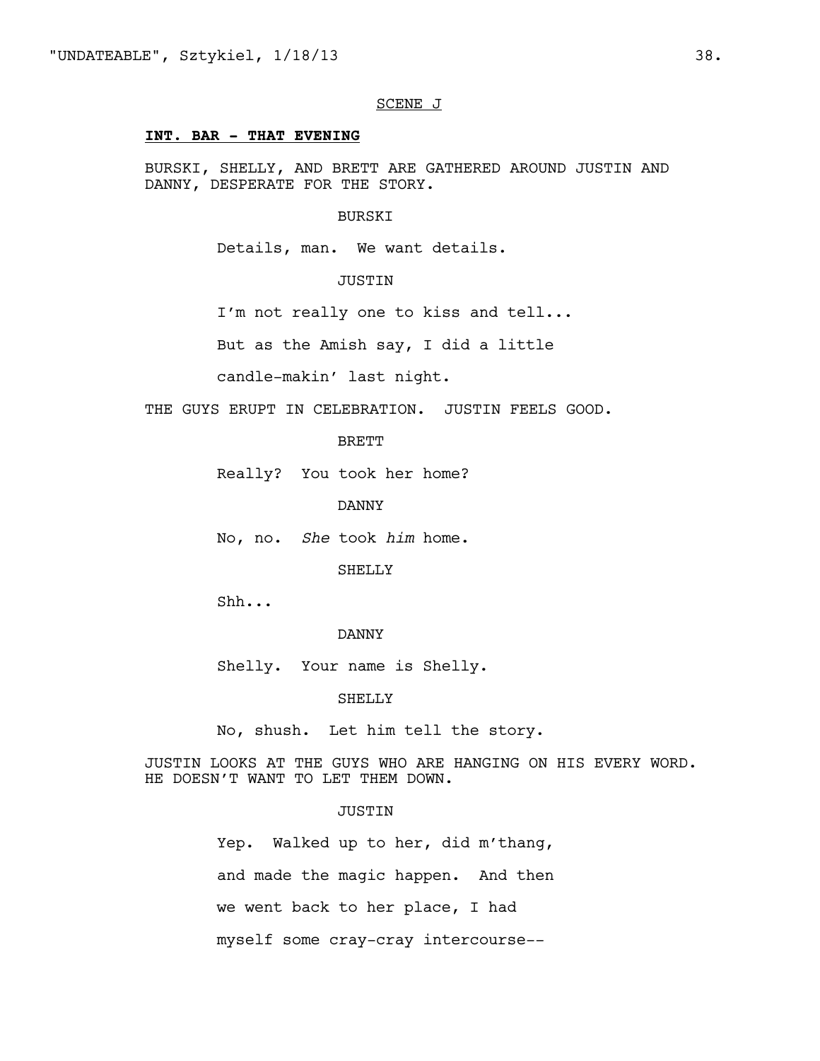SCENE J

**INT. BAR - THAT EVENING**

BURSKI, SHELLY, AND BRETT ARE GATHERED AROUND JUSTIN AND DANNY, DESPERATE FOR THE STORY.

BURSKI

Details, man. We want details.

JUSTIN

I'm not really one to kiss and tell... But as the Amish say, I did a little candle-makin' last night.

THE GUYS ERUPT IN CELEBRATION. JUSTIN FEELS GOOD.

BRETT

Really? You took her home?

DANNY

No, no. *She* took *him* home.

SHELLY

Shh...

DANNY

Shelly. Your name is Shelly.

SHELLY

No, shush. Let him tell the story.

JUSTIN LOOKS AT THE GUYS WHO ARE HANGING ON HIS EVERY WORD. HE DOESN'T WANT TO LET THEM DOWN.

JUSTIN

Yep. Walked up to her, did m'thang, and made the magic happen. And then we went back to her place, I had myself some cray-cray intercourse--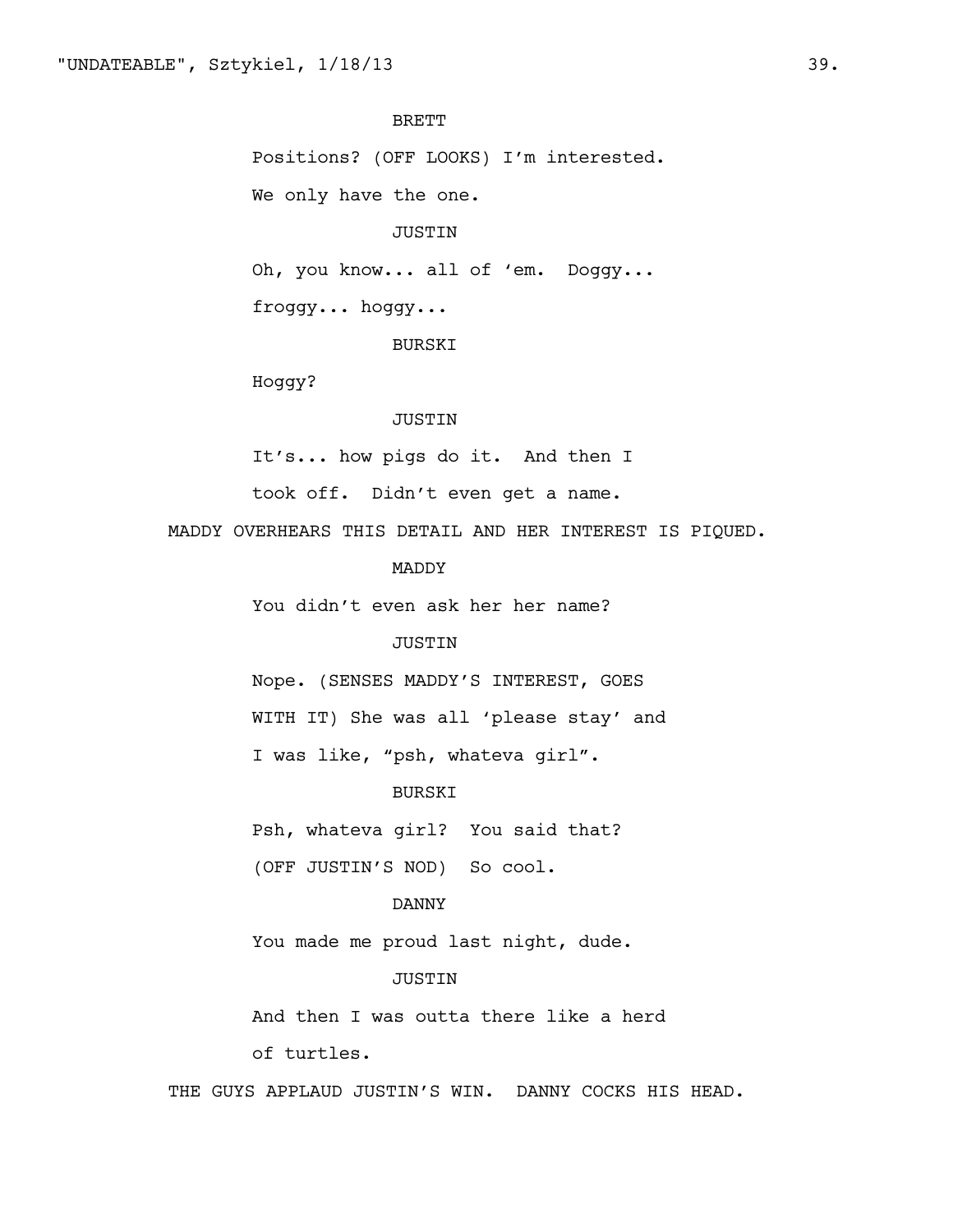BRETT

Positions? (OFF LOOKS) I'm interested.

We only have the one.

JUSTIN

Oh, you know... all of 'em. Doggy...

froggy... hoggy...

BURSKI

Hoggy?

JUSTIN

It's... how pigs do it. And then I

took off. Didn't even get a name.

MADDY OVERHEARS THIS DETAIL AND HER INTEREST IS PIQUED.

MADDY

You didn't even ask her her name?

JUSTIN

Nope. (SENSES MADDY'S INTEREST, GOES

WITH IT) She was all 'please stay' and

I was like, "psh, whateva girl".

BURSKI

Psh, whateva girl? You said that?

(OFF JUSTIN'S NOD) So cool.

DANNY

You made me proud last night, dude.

JUSTIN

And then I was outta there like a herd

of turtles.

THE GUYS APPLAUD JUSTIN'S WIN. DANNY COCKS HIS HEAD.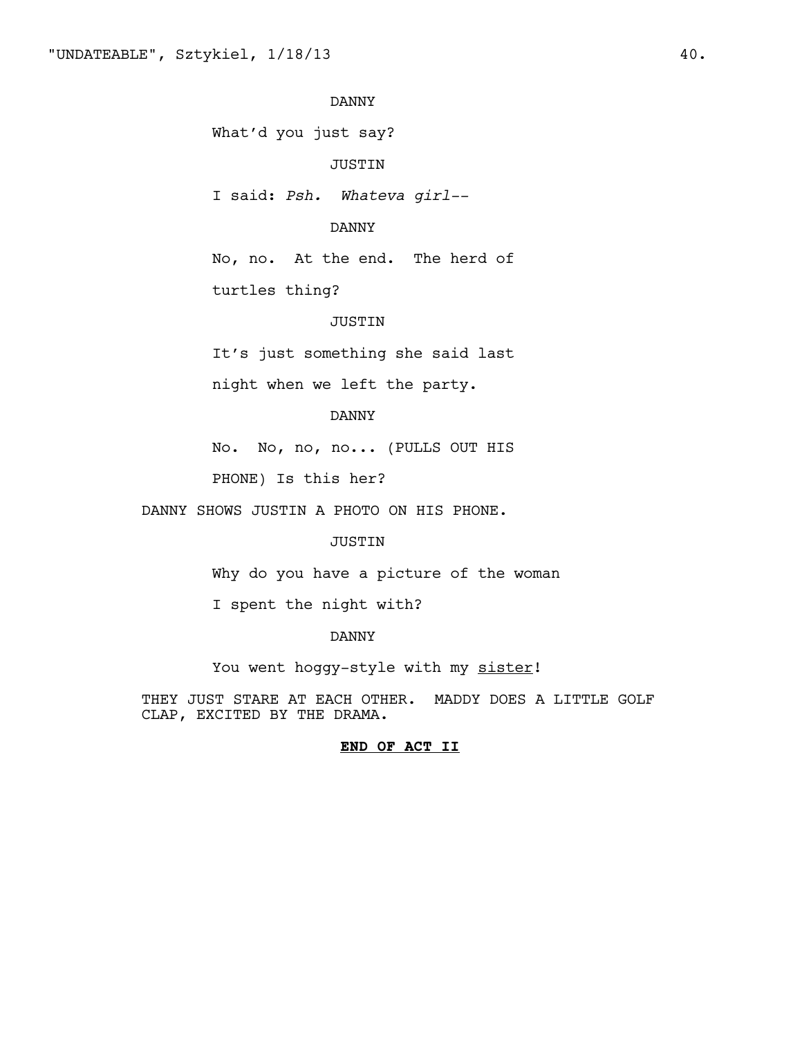DANNY

What'd you just say?

JUSTIN

I said: *Psh. Whateva girl*--

DANNY

No, no. At the end. The herd of turtles thing?

JUSTIN

It's just something she said last night when we left the party.

DANNY

No. No, no, no... (PULLS OUT HIS PHONE) Is this her?

DANNY SHOWS JUSTIN A PHOTO ON HIS PHONE.

JUSTIN

Why do you have a picture of the woman I spent the night with?

DANNY

You went hoggy-style with my <u>sister</u>!

THEY JUST STARE AT EACH OTHER. MADDY DOES A LITTLE GOLF CLAP, EXCITED BY THE DRAMA.

**<u>END OF ACT II</u>**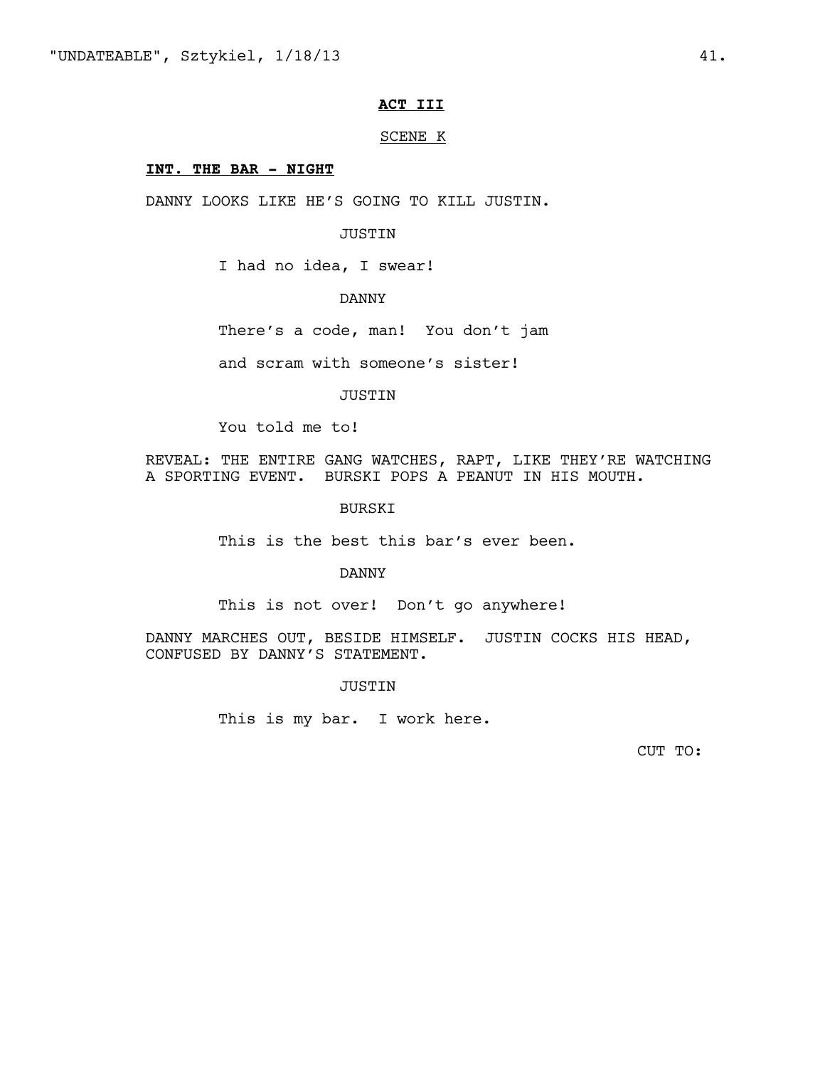**ACT III**

SCENE K

**INT. THE BAR - NIGHT**

DANNY LOOKS LIKE HE'S GOING TO KILL JUSTIN.

JUSTIN

I had no idea, I swear!

DANNY

There's a code, man! You don't jam and scram with someone's sister!

JUSTIN

You told me to!

REVEAL: THE ENTIRE GANG WATCHES, RAPT, LIKE THEY'RE WATCHING A SPORTING EVENT. BURSKI POPS A PEANUT IN HIS MOUTH.

BURSKI

This is the best this bar's ever been.

DANNY

This is not over! Don't go anywhere!

DANNY MARCHES OUT, BESIDE HIMSELF. JUSTIN COCKS HIS HEAD, CONFUSED BY DANNY'S STATEMENT.

JUSTIN

This is my bar. I work here.

CUT TO: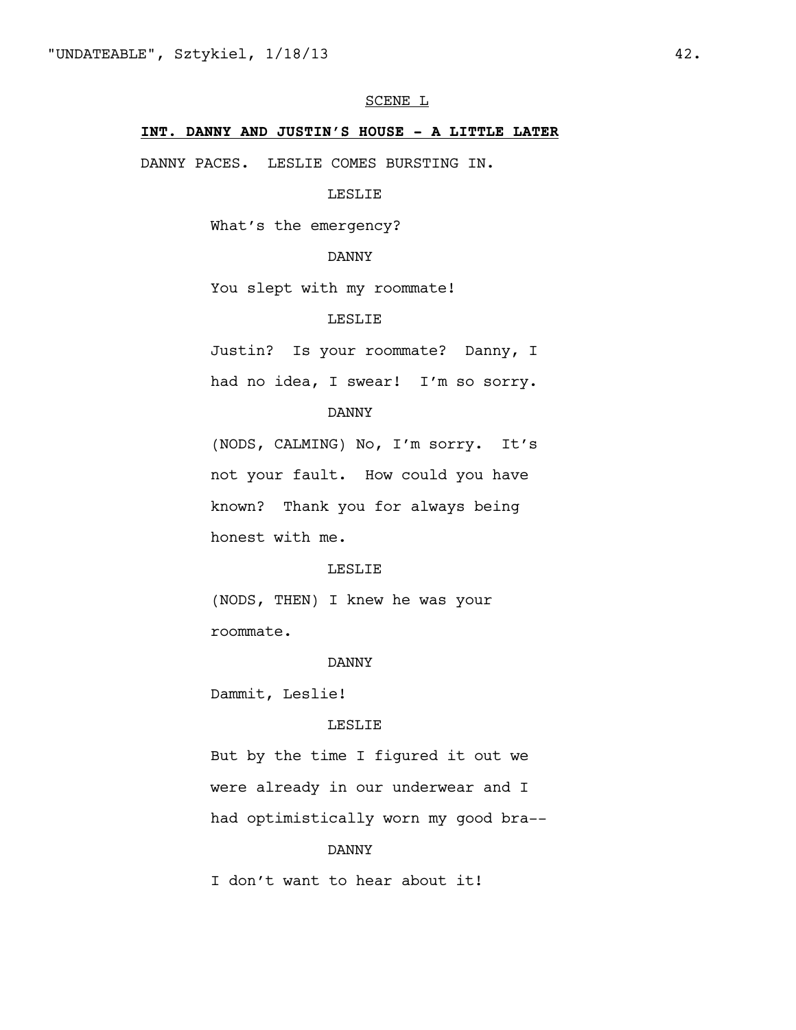SCENE L

**INT. DANNY AND JUSTIN'S HOUSE - A LITTLE LATER**

DANNY PACES. LESLIE COMES BURSTING IN.

LESLIE

What's the emergency?

DANNY

You slept with my roommate!

LESLIE

Justin? Is your roommate? Danny, I had no idea, I swear! I'm so sorry.

DANNY

(NODS, CALMING) No, I'm sorry. It's not your fault. How could you have known? Thank you for always being honest with me.

LESLIE

(NODS, THEN) I knew he was your roommate.

DANNY

Dammit, Leslie!

LESLIE

But by the time I figured it out we were already in our underwear and I had optimistically worn my good bra--

DANNY

I don't want to hear about it!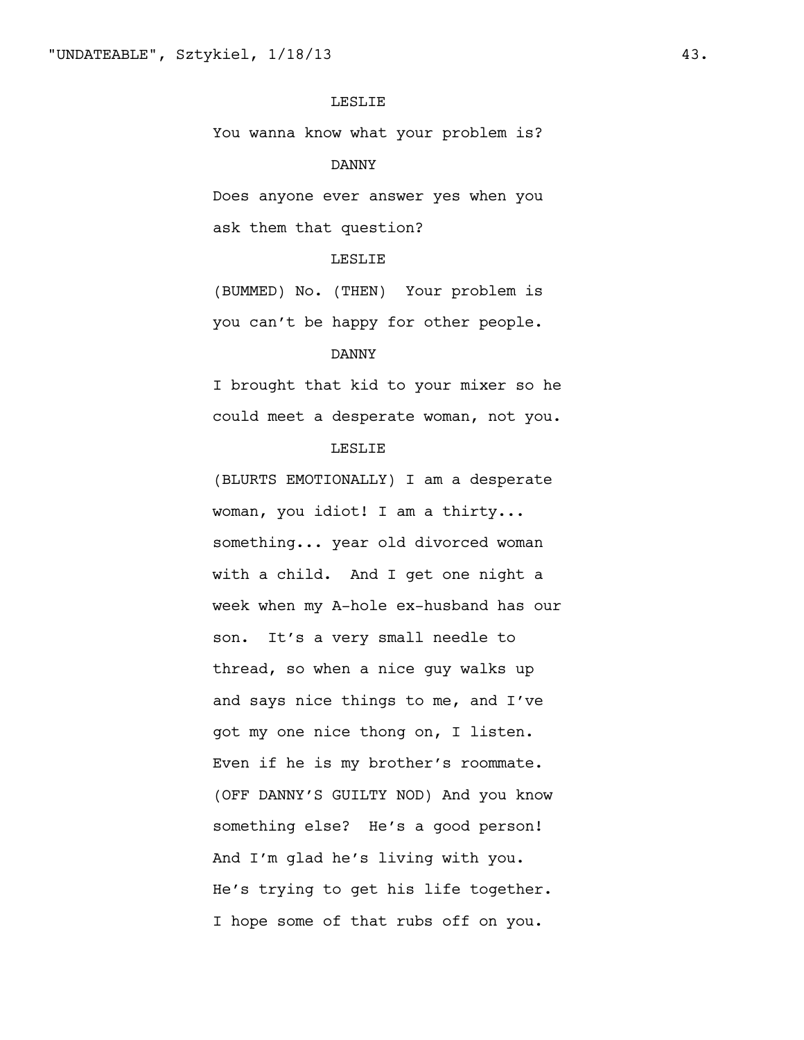LESLIE

You wanna know what your problem is?

DANNY

Does anyone ever answer yes when you ask them that question?

LESLIE

(BUMMED) No. (THEN) Your problem is you can't be happy for other people.

DANNY

I brought that kid to your mixer so he could meet a desperate woman, not you.

LESLIE

(BLURTS EMOTIONALLY) I am a desperate woman, you idiot! I am a thirty... something... year old divorced woman with a child. And I get one night a week when my A-hole ex-husband has our son. It's a very small needle to thread, so when a nice guy walks up and says nice things to me, and I've got my one nice thong on, I listen. Even if he is my brother's roommate. (OFF DANNY'S GUILTY NOD) And you know something else? He's a good person! And I'm glad he's living with you. He's trying to get his life together. I hope some of that rubs off on you.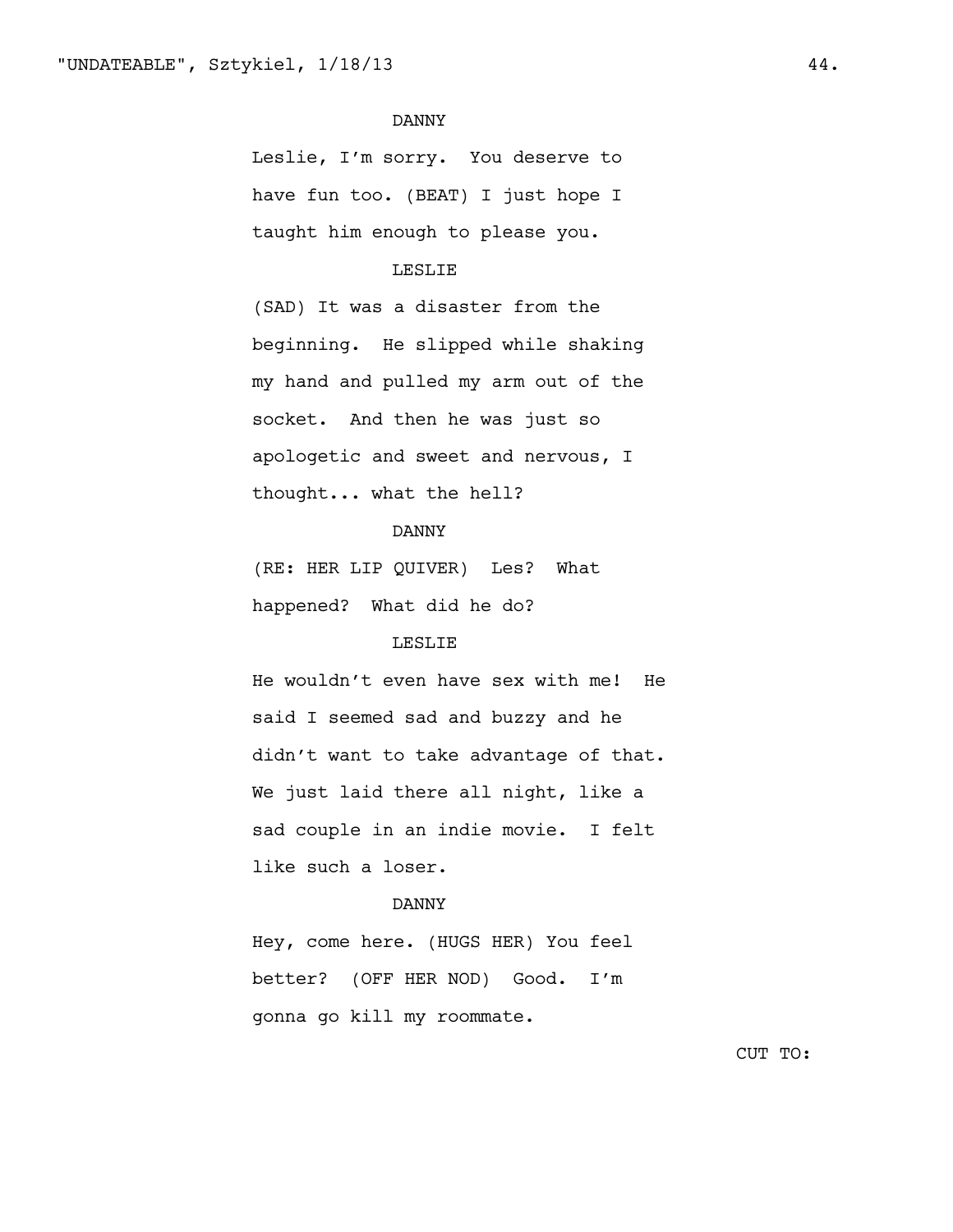DANNY

Leslie, I'm sorry. You deserve to have fun too. (BEAT) I just hope I taught him enough to please you.

LESLIE

(SAD) It was a disaster from the beginning. He slipped while shaking my hand and pulled my arm out of the socket. And then he was just so apologetic and sweet and nervous, I thought... what the hell?

DANNY

(RE: HER LIP QUIVER) Les? What happened? What did he do?

LESLIE

He wouldn't even have sex with me! He said I seemed sad and buzzy and he didn't want to take advantage of that. We just laid there all night, like a sad couple in an indie movie. I felt like such a loser.

DANNY

Hey, come here. (HUGS HER) You feel better? (OFF HER NOD) Good. I'm gonna go kill my roommate.

CUT TO: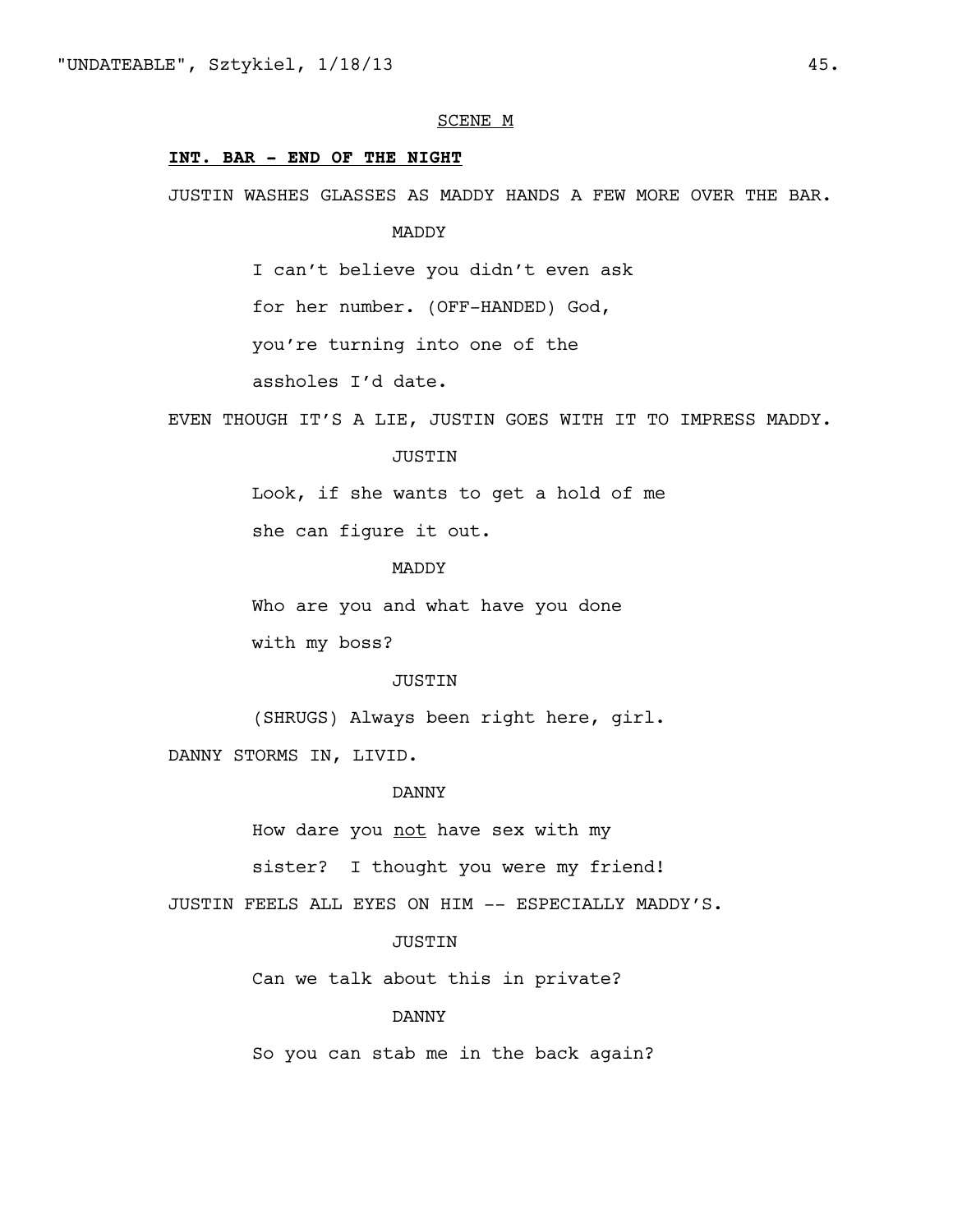SCENE M

**INT. BAR - END OF THE NIGHT**

JUSTIN WASHES GLASSES AS MADDY HANDS A FEW MORE OVER THE BAR.

MADDY

I can't believe you didn't even ask for her number. (OFF-HANDED) God, you're turning into one of the assholes I'd date.

EVEN THOUGH IT'S A LIE, JUSTIN GOES WITH IT TO IMPRESS MADDY.

JUSTIN

Look, if she wants to get a hold of me she can figure it out.

MADDY

Who are you and what have you done with my boss?

JUSTIN

(SHRUGS) Always been right here, girl.

DANNY STORMS IN, LIVID.

DANNY

How dare you not have sex with my sister? I thought you were my friend!

JUSTIN FEELS ALL EYES ON HIM -- ESPECIALLY MADDY'S.

JUSTIN

Can we talk about this in private?

DANNY

So you can stab me in the back again?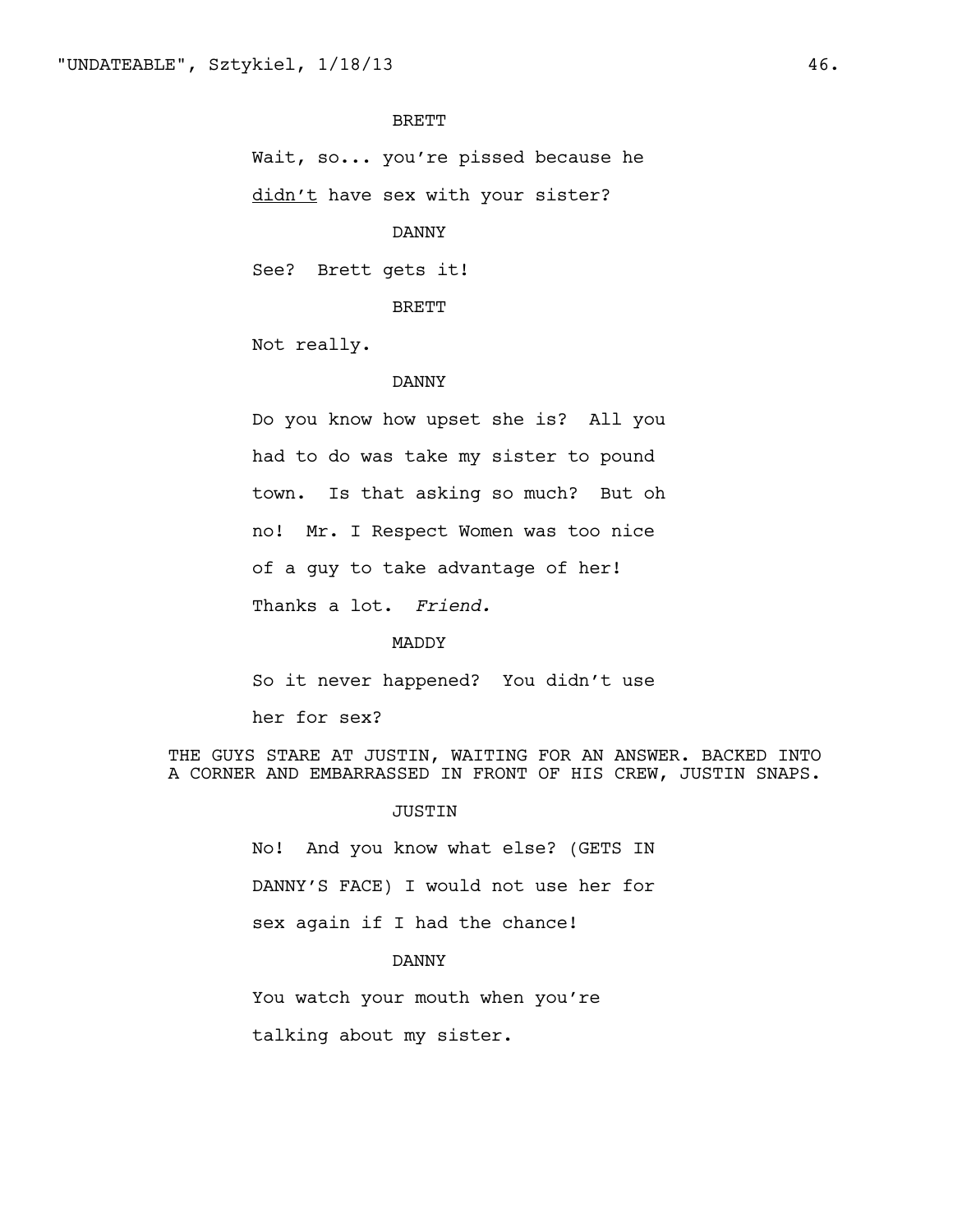BRETT

Wait, so... you're pissed because he <u>didn't</u> have sex with your sister?

DANNY

See? Brett gets it!

BRETT

Not really.

DANNY

Do you know how upset she is? All you had to do was take my sister to pound town. Is that asking so much? But oh no! Mr. I Respect Women was too nice of a guy to take advantage of her! Thanks a lot. *Friend.*

MADDY

So it never happened? You didn't use her for sex?

THE GUYS STARE AT JUSTIN, WAITING FOR AN ANSWER. BACKED INTO A CORNER AND EMBARRASSED IN FRONT OF HIS CREW, JUSTIN SNAPS.

JUSTIN

No! And you know what else? (GETS IN DANNY'S FACE) I would not use her for sex again if I had the chance!

DANNY

You watch your mouth when you're talking about my sister.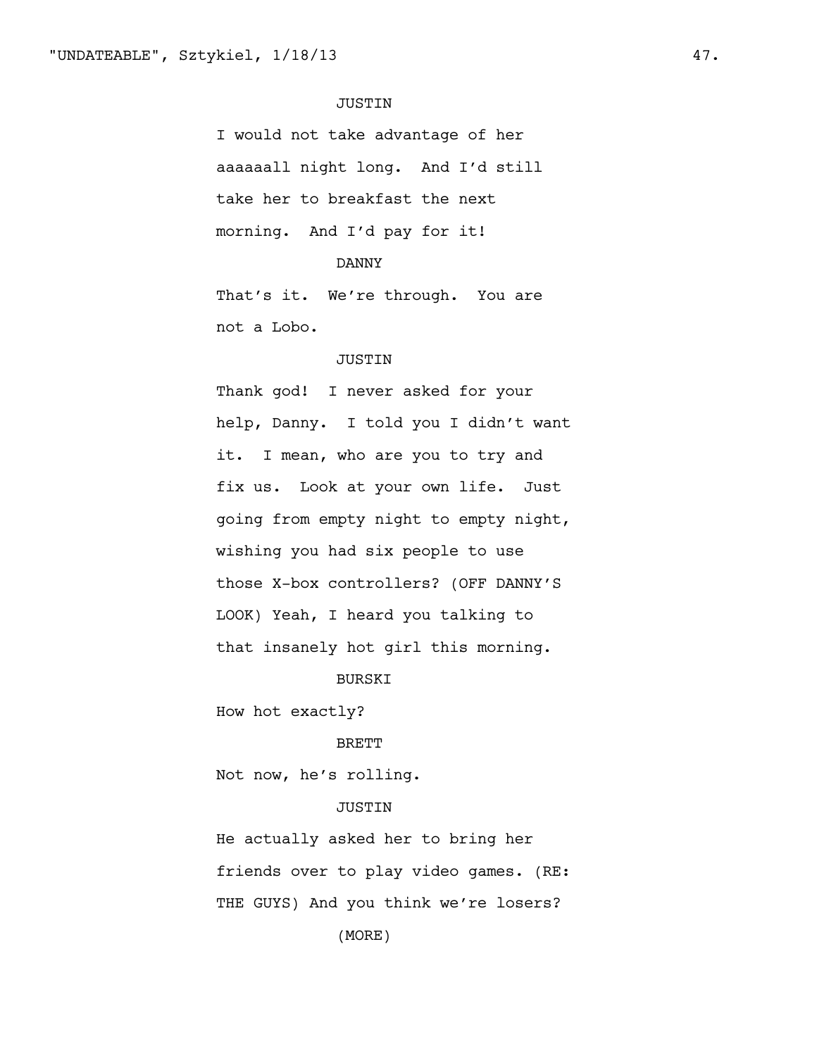JUSTIN

I would not take advantage of her aaaaaall night long. And I'd still take her to breakfast the next morning. And I'd pay for it!

DANNY

That's it. We're through. You are not a Lobo.

JUSTIN

Thank god! I never asked for your help, Danny. I told you I didn't want it. I mean, who are you to try and fix us. Look at your own life. Just going from empty night to empty night, wishing you had six people to use those X-box controllers? (OFF DANNY'S LOOK) Yeah, I heard you talking to that insanely hot girl this morning.

BURSKI

How hot exactly?

BRETT

Not now, he's rolling.

JUSTIN

He actually asked her to bring her friends over to play video games. (RE: THE GUYS) And you think we're losers?

(MORE)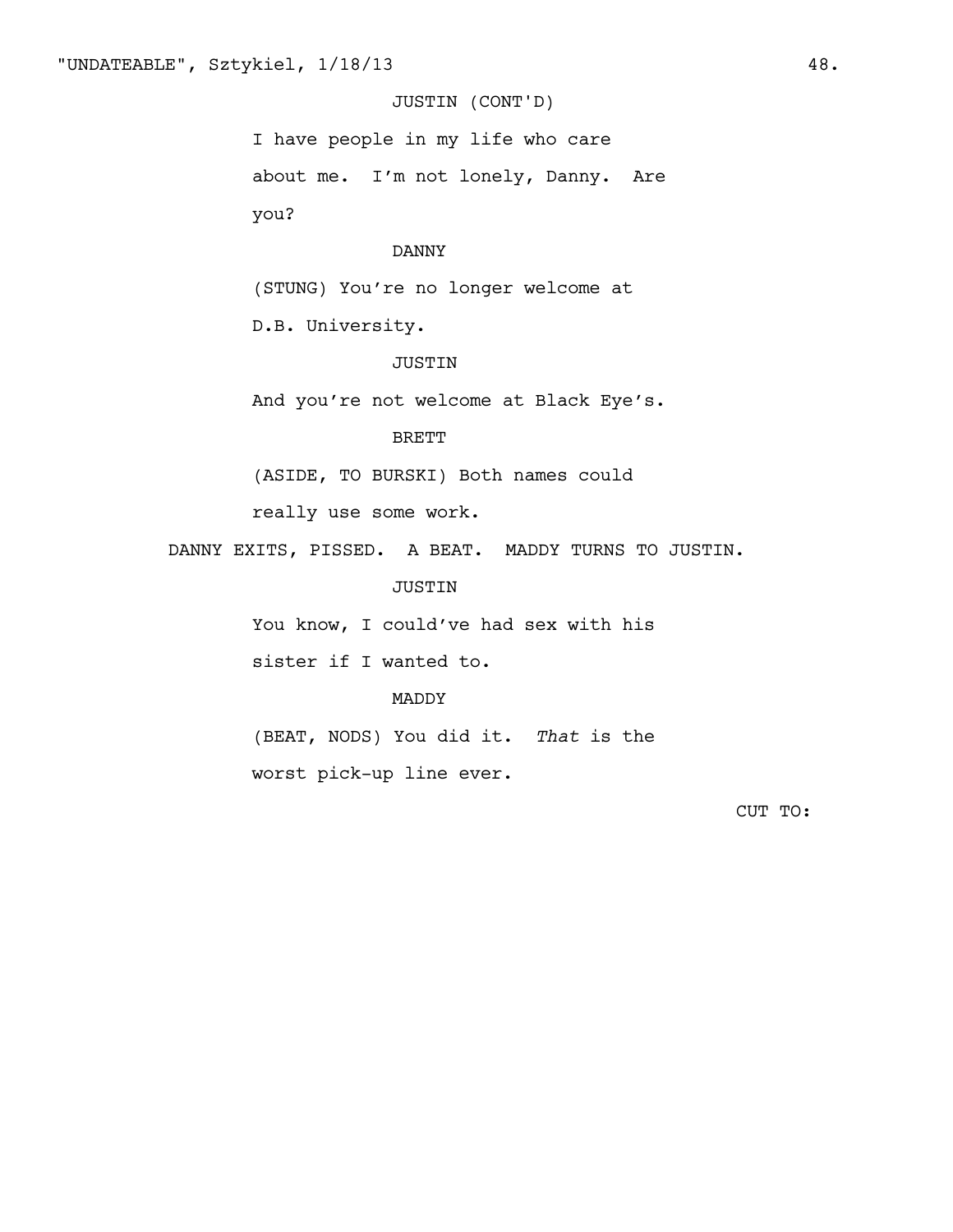JUSTIN (CONT'D)

I have people in my life who care about me. I'm not lonely, Danny. Are you?

DANNY

(STUNG) You're no longer welcome at D.B. University.

JUSTIN

And you're not welcome at Black Eye's.

BRETT

(ASIDE, TO BURSKI) Both names could really use some work.

DANNY EXITS, PISSED. A BEAT. MADDY TURNS TO JUSTIN.

JUSTIN

You know, I could've had sex with his sister if I wanted to.

MADDY

(BEAT, NODS) You did it. *That* is the worst pick-up line ever.

CUT TO: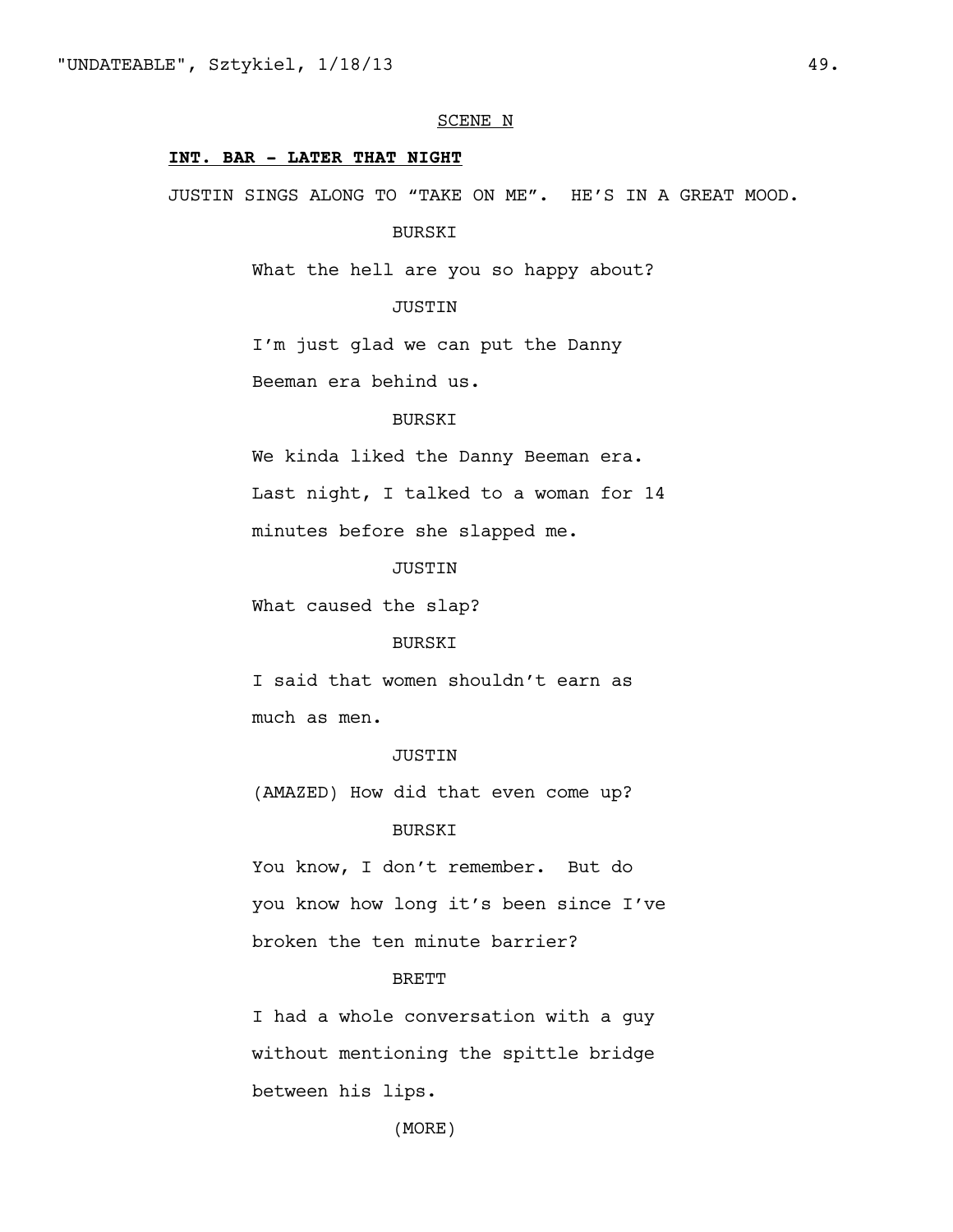SCENE N

**INT. BAR - LATER THAT NIGHT**

JUSTIN SINGS ALONG TO “TAKE ON ME”. HE’S IN A GREAT MOOD.

BURSKI

What the hell are you so happy about?

JUSTIN

I’m just glad we can put the Danny Beeman era behind us.

BURSKI

We kinda liked the Danny Beeman era. Last night, I talked to a woman for 14 minutes before she slapped me.

JUSTIN

What caused the slap?

BURSKI

I said that women shouldn’t earn as much as men.

JUSTIN

(AMAZED) How did that even come up?

BURSKI

You know, I don’t remember. But do you know how long it’s been since I’ve broken the ten minute barrier?

BRETT

I had a whole conversation with a guy without mentioning the spittle bridge between his lips.

(MORE)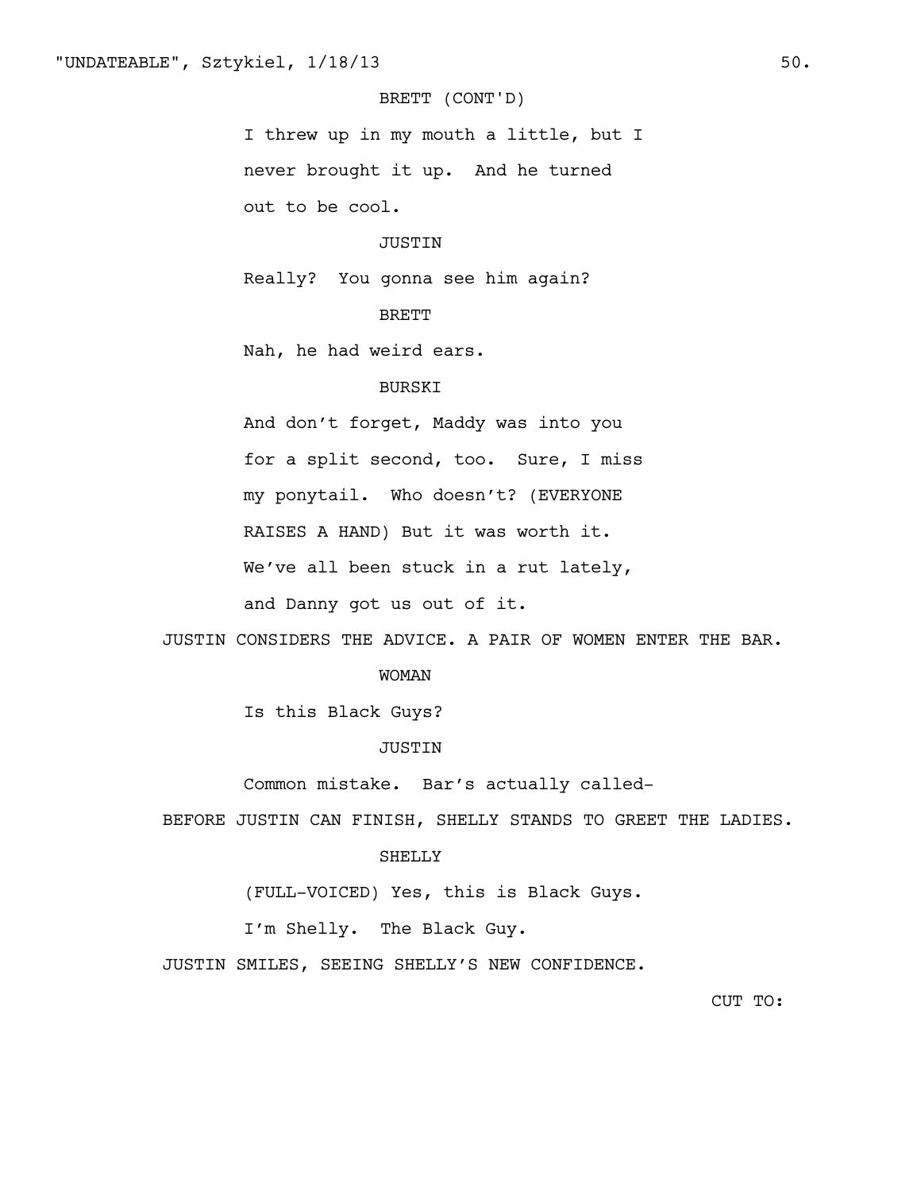BRETT (CONT'D)

I threw up in my mouth a little, but I never brought it up. And he turned out to be cool.

JUSTIN

Really? You gonna see him again?

BRETT

Nah, he had weird ears.

BURSKI

And don't forget, Maddy was into you for a split second, too. Sure, I miss my ponytail. Who doesn't? (EVERYONE RAISES A HAND) But it was worth it. We've all been stuck in a rut lately, and Danny got us out of it.

JUSTIN CONSIDERS THE ADVICE. A PAIR OF WOMEN ENTER THE BAR.

WOMAN

Is this Black Guys?

JUSTIN

Common mistake. Bar's actually called-

BEFORE JUSTIN CAN FINISH, SHELLY STANDS TO GREET THE LADIES.

SHELLY

(FULL-VOICED) Yes, this is Black Guys. I'm Shelly. The Black Guy.

JUSTIN SMILES, SEEING SHELLY'S NEW CONFIDENCE.

CUT TO: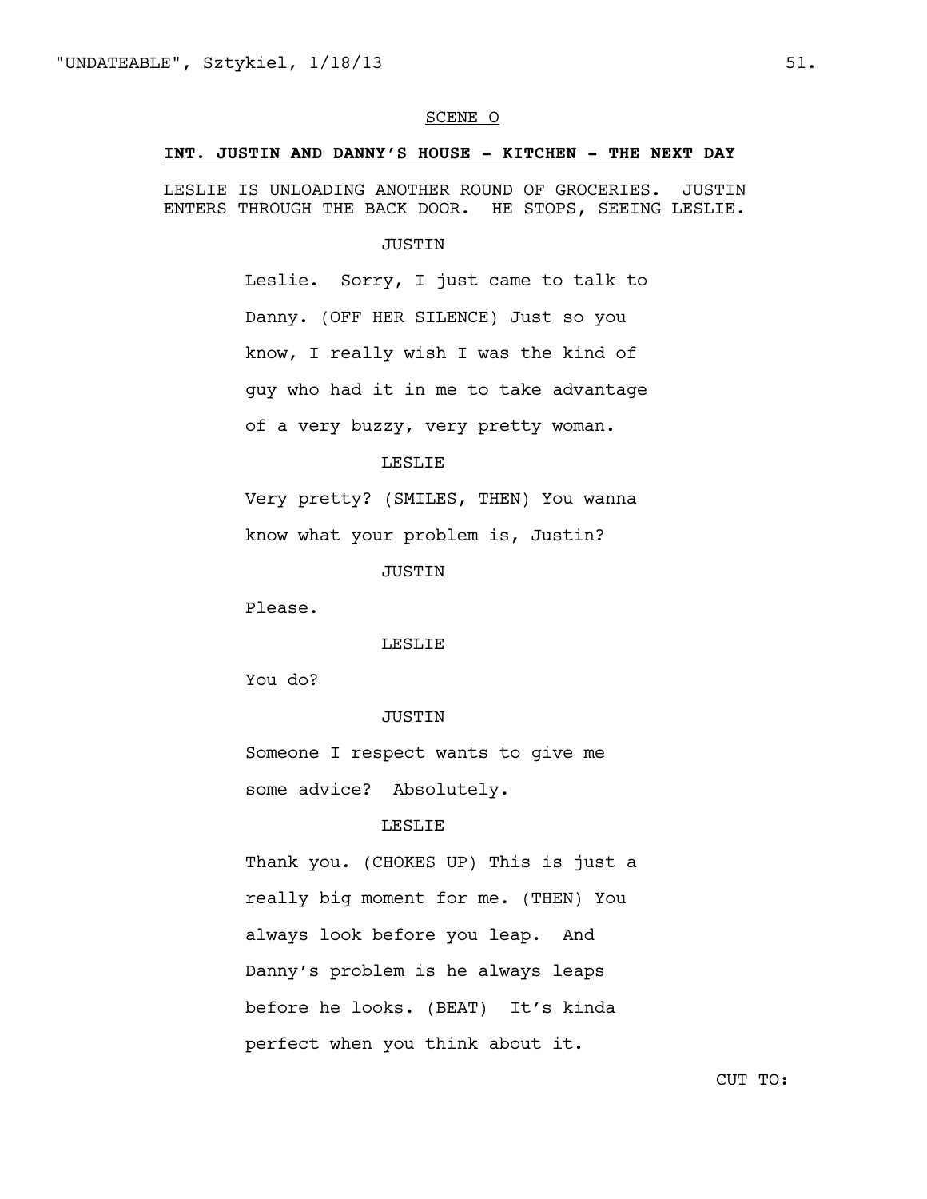SCENE O

**INT. JUSTIN AND DANNY'S HOUSE - KITCHEN - THE NEXT DAY**

LESLIE IS UNLOADING ANOTHER ROUND OF GROCERIES. JUSTIN ENTERS THROUGH THE BACK DOOR. HE STOPS, SEEING LESLIE.

JUSTIN

Leslie. Sorry, I just came to talk to Danny. (OFF HER SILENCE) Just so you know, I really wish I was the kind of guy who had it in me to take advantage of a very buzzy, very pretty woman.

LESLIE

Very pretty? (SMILES, THEN) You wanna know what your problem is, Justin?

JUSTIN

Please.

LESLIE

You do?

JUSTIN

Someone I respect wants to give me some advice? Absolutely.

LESLIE

Thank you. (CHOKES UP) This is just a really big moment for me. (THEN) You always look before you leap. And Danny's problem is he always leaps before he looks. (BEAT) It's kinda perfect when you think about it.

CUT TO: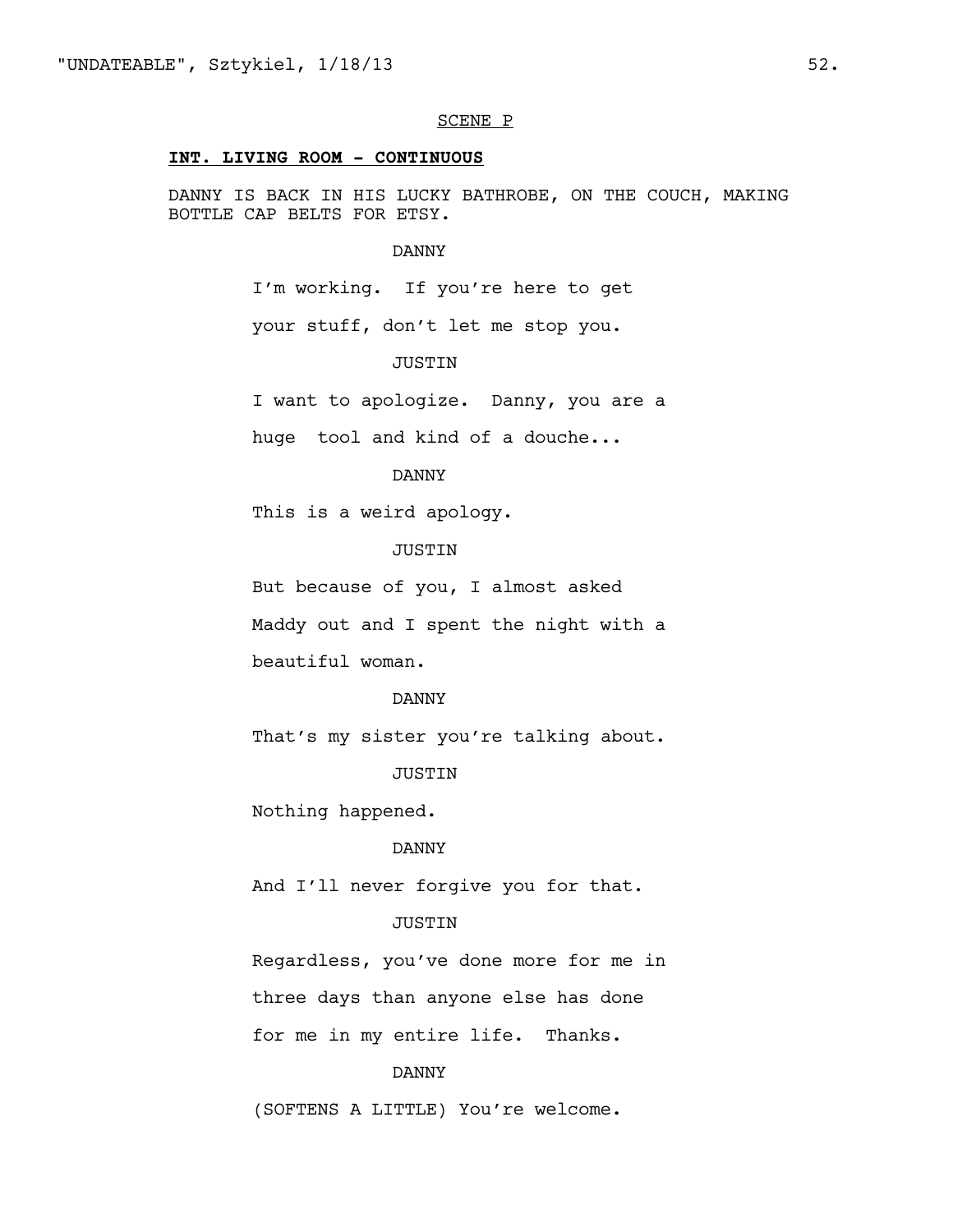SCENE P

**INT. LIVING ROOM - CONTINUOUS**

DANNY IS BACK IN HIS LUCKY BATHROBE, ON THE COUCH, MAKING BOTTLE CAP BELTS FOR ETSY.

DANNY

I'm working. If you're here to get your stuff, don't let me stop you.

JUSTIN

I want to apologize. Danny, you are a huge tool and kind of a douche...

DANNY

This is a weird apology.

JUSTIN

But because of you, I almost asked Maddy out and I spent the night with a beautiful woman.

DANNY

That's my sister you're talking about.

JUSTIN

Nothing happened.

DANNY

And I'll never forgive you for that.

JUSTIN

Regardless, you've done more for me in three days than anyone else has done for me in my entire life. Thanks.

DANNY

(SOFTENS A LITTLE) You're welcome.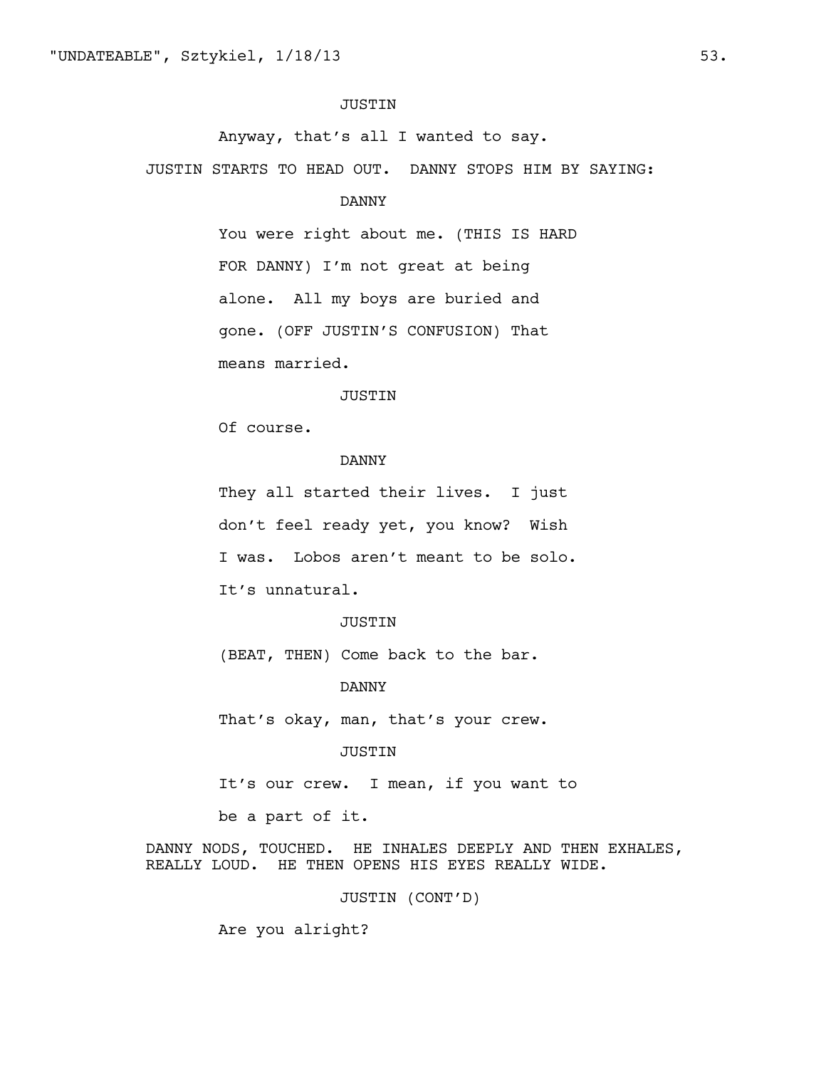JUSTIN

Anyway, that's all I wanted to say.

JUSTIN STARTS TO HEAD OUT. DANNY STOPS HIM BY SAYING:

DANNY

You were right about me. (THIS IS HARD FOR DANNY) I'm not great at being alone. All my boys are buried and gone. (OFF JUSTIN'S CONFUSION) That means married.

JUSTIN

Of course.

DANNY

They all started their lives. I just don't feel ready yet, you know? Wish I was. Lobos aren't meant to be solo. It's unnatural.

JUSTIN

(BEAT, THEN) Come back to the bar.

DANNY

That's okay, man, that's your crew.

JUSTIN

It's our crew. I mean, if you want to be a part of it.

DANNY NODS, TOUCHED. HE INHALES DEEPLY AND THEN EXHALES, REALLY LOUD. HE THEN OPENS HIS EYES REALLY WIDE.

JUSTIN (CONT'D)

Are you alright?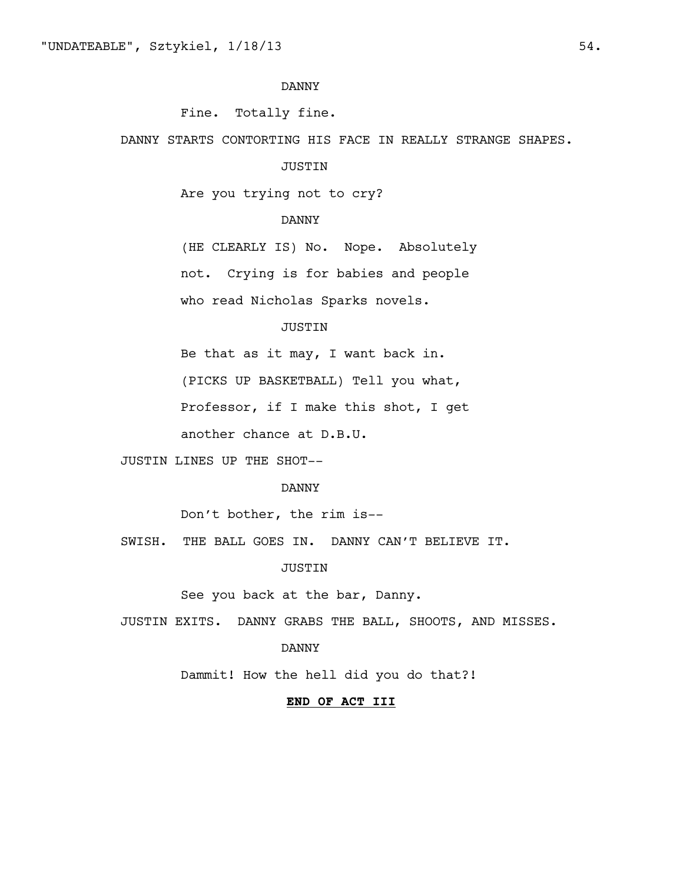DANNY

Fine. Totally fine.

DANNY STARTS CONTORTING HIS FACE IN REALLY STRANGE SHAPES.

JUSTIN

Are you trying not to cry?

DANNY

(HE CLEARLY IS) No. Nope. Absolutely not. Crying is for babies and people who read Nicholas Sparks novels.

JUSTIN

Be that as it may, I want back in. (PICKS UP BASKETBALL) Tell you what, Professor, if I make this shot, I get another chance at D.B.U.

JUSTIN LINES UP THE SHOT--

DANNY

Don't bother, the rim is--

SWISH. THE BALL GOES IN. DANNY CAN'T BELIEVE IT.

JUSTIN

See you back at the bar, Danny.

JUSTIN EXITS. DANNY GRABS THE BALL, SHOOTS, AND MISSES.

DANNY

Dammit! How the hell did you do that?!

**END OF ACT III**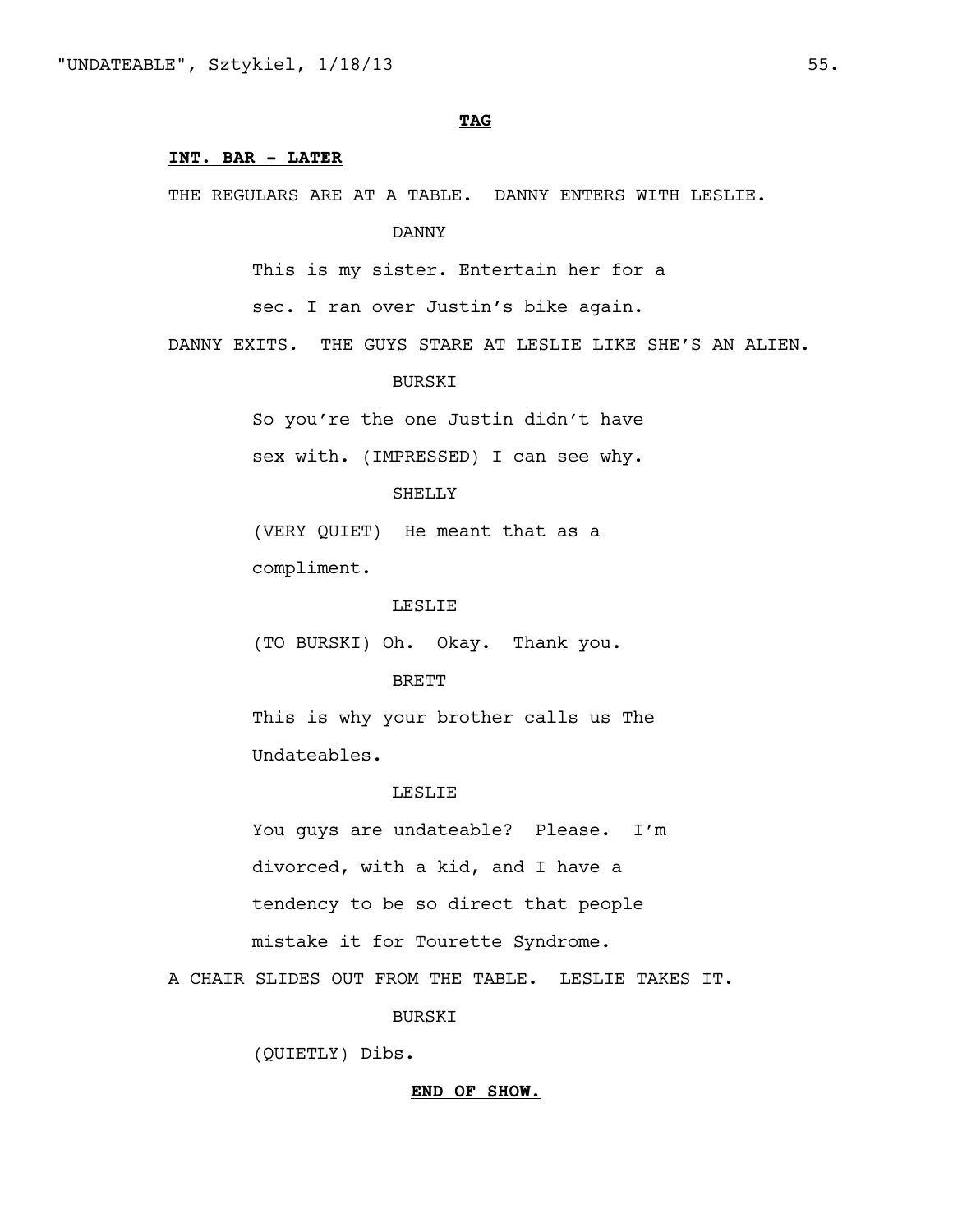**TAG**

**INT. BAR - LATER**

THE REGULARS ARE AT A TABLE. DANNY ENTERS WITH LESLIE.

DANNY

This is my sister. Entertain her for a sec. I ran over Justin's bike again.

DANNY EXITS. THE GUYS STARE AT LESLIE LIKE SHE'S AN ALIEN.

BURSKI

So you're the one Justin didn't have sex with. (IMPRESSED) I can see why.

SHELLY

(VERY QUIET) He meant that as a compliment.

LESLIE

(TO BURSKI) Oh. Okay. Thank you.

BRETT

This is why your brother calls us The Undateables.

LESLIE

You guys are undateable? Please. I'm divorced, with a kid, and I have a tendency to be so direct that people mistake it for Tourette Syndrome.

A CHAIR SLIDES OUT FROM THE TABLE. LESLIE TAKES IT.

BURSKI

(QUIETLY) Dibs.

**END OF SHOW.**